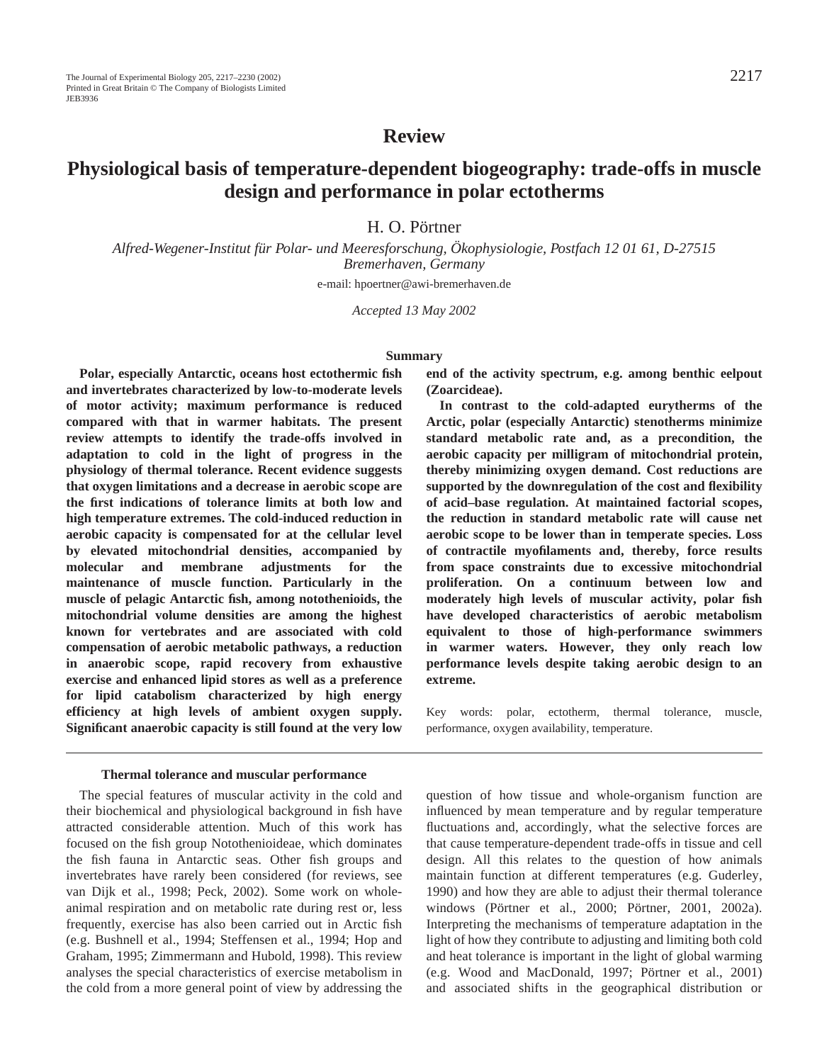# Review

# Physiological basis of temperature-dependent biogeography: trade-offs in muscle design and performance in polar ectotherms

H. O. Pörtner

*Alfred-Wegener-Institut für Polar- und Meeresforschung, Ökophysiologie, Postfach 12 01 61, D-27515 Bremerhaven, Germany*

e-mail: hpoertner@awi-bremerhaven.de

*Accepted 13 May 2002*

## Summary

**Polar, especially Antarctic, oceans host ectothermic fish and invertebrates characterized by low-to-moderate levels of motor activity; maximum performance is reduced compared with that in warmer habitats. The present review attempts to identify the trade-offs involved in adaptation to cold in the light of progress in the physiology of thermal tolerance. Recent evidence suggests that oxygen limitations and a decrease in aerobic scope are the first indications of tolerance limits at both low and high temperature extremes. The cold-induced reduction in aerobic capacity is compensated for at the cellular level by elevated mitochondrial densities, accompanied by molecular and membrane adjustments for the maintenance of muscle function. Particularly in the muscle of pelagic Antarctic fish, among notothenioids, the mitochondrial volume densities are among the highest known for vertebrates and are associated with cold compensation of aerobic metabolic pathways, a reduction in anaerobic scope, rapid recovery from exhaustive exercise and enhanced lipid stores as well as a preference for lipid catabolism characterized by high energy efficiency at high levels of ambient oxygen supply. Significant anaerobic capacity is still found at the very low end of the activity spectrum, e.g. among benthic eelpout (Zoarcideae).**

**In contrast to the cold-adapted eurytherms of the Arctic, polar (especially Antarctic) stenotherms minimize standard metabolic rate and, as a precondition, the aerobic capacity per milligram of mitochondrial protein, thereby minimizing oxygen demand. Cost reductions are supported by the downregulation of the cost and flexibility of acid–base regulation. At maintained factorial scopes, the reduction in standard metabolic rate will cause net aerobic scope to be lower than in temperate species. Loss of contractile myofilaments and, thereby, force results from space constraints due to excessive mitochondrial proliferation. On a continuum between low and moderately high levels of muscular activity, polar fish have developed characteristics of aerobic metabolism equivalent to those of high-performance swimmers in warmer waters. However, they only reach low performance levels despite taking aerobic design to an extreme.**

Key words: polar, ectotherm, thermal tolerance, muscle, performance, oxygen availability, temperature.

### Thermal tolerance and muscular performance

The special features of muscular activity in the cold and their biochemical and physiological background in fish have attracted considerable attention. Much of this work has focused on the fish group Notothenioideae, which dominates the fish fauna in Antarctic seas. Other fish groups and invertebrates have rarely been considered (for reviews, see van Dijk et al., 1998; Peck, 2002). Some work on whole-animal respiration and on metabolic rate during rest or, less frequently, exercise has also been carried out in Arctic fish (e.g. Bushnell et al., 1994; Steffensen et al., 1994; Hop and Graham, 1995; Zimmermann and Hubold, 1998). This review analyses the special characteristics of exercise metabolism in the cold from a more general point of view by addressing the question of how tissue and whole-organism function are influenced by mean temperature and by regular temperature fluctuations and, accordingly, what the selective forces are that cause temperature-dependent trade-offs in tissue and cell design. All this relates to the question of how animals maintain function at different temperatures (e.g. Guderley, 1990) and how they are able to adjust their thermal tolerance windows (Pörtner et al., 2000; Pörtner, 2001, 2002a). Interpreting the mechanisms of temperature adaptation in the light of how they contribute to adjusting and limiting both cold and heat tolerance is important in the light of global warming (e.g. Wood and MacDonald, 1997; Pörtner et al., 2001) and associated shifts in the geographical distribution or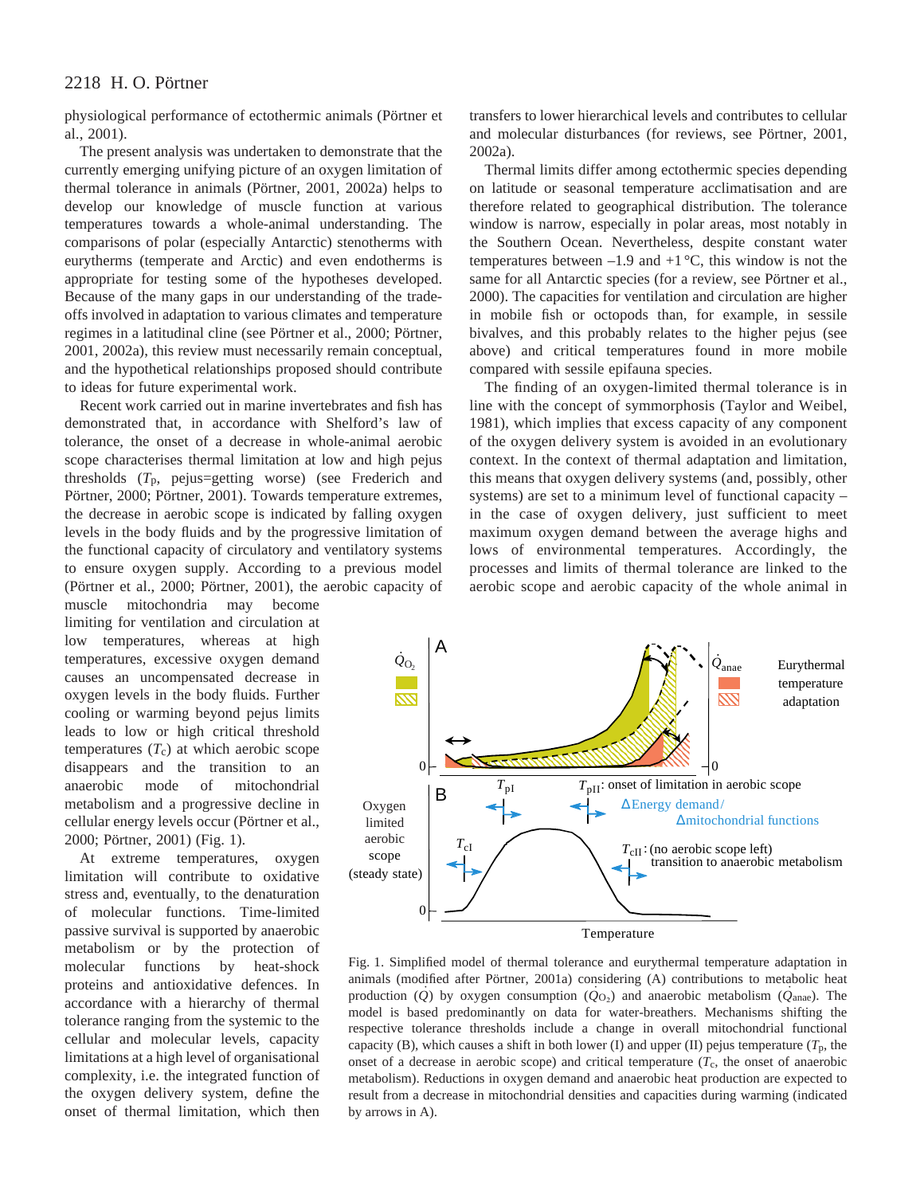physiological performance of ectothermic animals (Pörtner et al., 2001).

The present analysis was undertaken to demonstrate that the currently emerging unifying picture of an oxygen limitation of thermal tolerance in animals (Pörtner, 2001, 2002a) helps to develop our knowledge of muscle function at various temperatures towards a whole-animal understanding. The comparisons of polar (especially Antarctic) stenotherms with eurytherms (temperate and Arctic) and even endotherms is appropriate for testing some of the hypotheses developed. Because of the many gaps in our understanding of the trade-offs involved in adaptation to various climates and temperature regimes in a latitudinal cline (see Pörtner et al., 2000; Pörtner, 2001, 2002a), this review must necessarily remain conceptual, and the hypothetical relationships proposed should contribute to ideas for future experimental work.

Recent work carried out in marine invertebrates and fish has demonstrated that, in accordance with Shelford's law of tolerance, the onset of a decrease in whole-animal aerobic scope characterises thermal limitation at low and high pejus thresholds ($T_p$, pejus=getting worse) (see Frederich and Pörtner, 2000; Pörtner, 2001). Towards temperature extremes, the decrease in aerobic scope is indicated by falling oxygen levels in the body fluids and by the progressive limitation of the functional capacity of circulatory and ventilatory systems to ensure oxygen supply. According to a previous model (Pörtner et al., 2000; Pörtner, 2001), the aerobic capacity of muscle mitochondria may become limiting for ventilation and circulation at low temperatures, whereas at high temperatures, excessive oxygen demand causes an uncompensated decrease in oxygen levels in the body fluids. Further cooling or warming beyond pejus limits leads to low or high critical threshold temperatures ($T_c$) at which aerobic scope disappears and the transition to an anaerobic mode of mitochondrial metabolism and a progressive decline in cellular energy levels occur (Pörtner et al., 2000; Pörtner, 2001) (Fig. 1).

At extreme temperatures, oxygen limitation will contribute to oxidative stress and, eventually, to the denaturation of molecular functions. Time-limited passive survival is supported by anaerobic metabolism or by the protection of molecular functions by heat-shock proteins and antioxidative defences. In accordance with a hierarchy of thermal tolerance ranging from the systemic to the cellular and molecular levels, capacity limitations at a high level of organisational complexity, i.e. the integrated function of the oxygen delivery system, define the onset of thermal limitation, which then transfers to lower hierarchical levels and contributes to cellular and molecular disturbances (for reviews, see Pörtner, 2001, 2002a).

Thermal limits differ among ectothermic species depending on latitude or seasonal temperature acclimatisation and are therefore related to geographical distribution. The tolerance window is narrow, especially in polar areas, most notably in the Southern Ocean. Nevertheless, despite constant water temperatures between –1.9 and +1 °C, this window is not the same for all Antarctic species (for a review, see Pörtner et al., 2000). The capacities for ventilation and circulation are higher in mobile fish or octopods than, for example, in sessile bivalves, and this probably relates to the higher pejus (see above) and critical temperatures found in more mobile compared with sessile epifauna species.

The finding of an oxygen-limited thermal tolerance is in line with the concept of symmorphosis (Taylor and Weibel, 1981), which implies that excess capacity of any component of the oxygen delivery system is avoided in an evolutionary context. In the context of thermal adaptation and limitation, this means that oxygen delivery systems (and, possibly, other systems) are set to a minimum level of functional capacity – in the case of oxygen delivery, just sufficient to meet maximum oxygen demand between the average highs and lows of environmental temperatures. Accordingly, the processes and limits of thermal tolerance are linked to the aerobic scope and aerobic capacity of the whole animal in

Fig. 1. Simplified model of thermal tolerance and eurythermal temperature adaptation in animals (modified after Pörtner, 2001a) considering (A) contributions to metabolic heat production ($\dot{Q}$) by oxygen consumption ($\dot{Q}_{O_2}$) and anaerobic metabolism ($\dot{Q}_{anae}$). The model is based predominantly on data for water-breathers. Mechanisms shifting the respective tolerance thresholds include a change in overall mitochondrial functional capacity (B), which causes a shift in both lower (I) and upper (II) pejus temperature ($T_p$, the onset of a decrease in aerobic scope) and critical temperature ($T_c$, the onset of anaerobic metabolism). Reductions in oxygen demand and anaerobic heat production are expected to result from a decrease in mitochondrial densities and capacities during warming (indicated by arrows in A).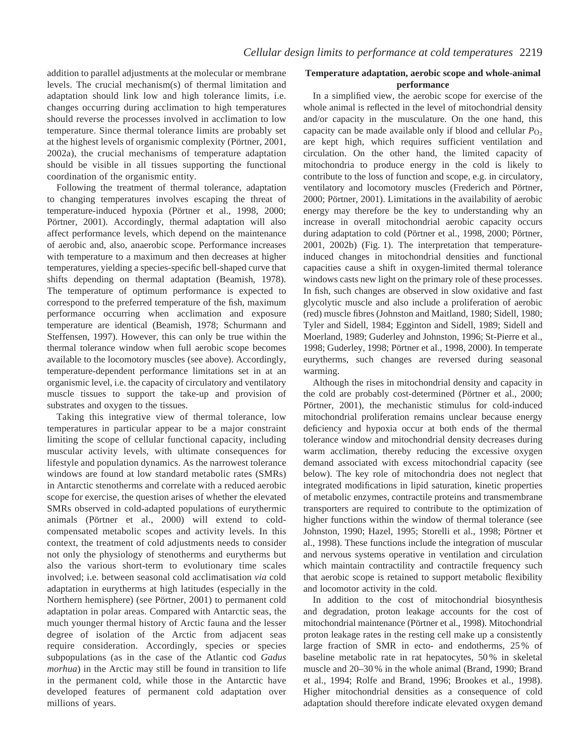addition to parallel adjustments at the molecular or membrane levels. The crucial mechanism(s) of thermal limitation and adaptation should link low and high tolerance limits, i.e. changes occurring during acclimation to high temperatures should reverse the processes involved in acclimation to low temperature. Since thermal tolerance limits are probably set at the highest levels of organismic complexity (Pörtner, 2001, 2002a), the crucial mechanisms of temperature adaptation should be visible in all tissues supporting the functional coordination of the organismic entity.

Following the treatment of thermal tolerance, adaptation to changing temperatures involves escaping the threat of temperature-induced hypoxia (Pörtner et al., 1998, 2000; Pörtner, 2001). Accordingly, thermal adaptation will also affect performance levels, which depend on the maintenance of aerobic and, also, anaerobic scope. Performance increases with temperature to a maximum and then decreases at higher temperatures, yielding a species-specific bell-shaped curve that shifts depending on thermal adaptation (Beamish, 1978). The temperature of optimum performance is expected to correspond to the preferred temperature of the fish, maximum performance occurring when acclimation and exposure temperature are identical (Beamish, 1978; Schurmann and Steffensen, 1997). However, this can only be true within the thermal tolerance window when full aerobic scope becomes available to the locomotory muscles (see above). Accordingly, temperature-dependent performance limitations set in at an organismic level, i.e. the capacity of circulatory and ventilatory muscle tissues to support the take-up and provision of substrates and oxygen to the tissues.

Taking this integrative view of thermal tolerance, low temperatures in particular appear to be a major constraint limiting the scope of cellular functional capacity, including muscular activity levels, with ultimate consequences for lifestyle and population dynamics. As the narrowest tolerance windows are found at low standard metabolic rates (SMRs) in Antarctic stenotherms and correlate with a reduced aerobic scope for exercise, the question arises of whether the elevated SMRs observed in cold-adapted populations of eurythermic animals (Pörtner et al., 2000) will extend to cold-compensated metabolic scopes and activity levels. In this context, the treatment of cold adjustments needs to consider not only the physiology of stenotherms and eurytherms but also the various short-term to evolutionary time scales involved; i.e. between seasonal cold acclimatisation *via* cold adaptation in eurytherms at high latitudes (especially in the Northern hemisphere) (see Pörtner, 2001) to permanent cold adaptation in polar areas. Compared with Antarctic seas, the much younger thermal history of Arctic fauna and the lesser degree of isolation of the Arctic from adjacent seas require consideration. Accordingly, species or species subpopulations (as in the case of the Atlantic cod *Gadus morhua*) in the Arctic may still be found in transition to life in the permanent cold, while those in the Antarctic have developed features of permanent cold adaptation over millions of years.

## Temperature adaptation, aerobic scope and whole-animal performance

In a simplified view, the aerobic scope for exercise of the whole animal is reflected in the level of mitochondrial density and/or capacity in the musculature. On the one hand, this capacity can be made available only if blood and cellular $P_{O_2}$ are kept high, which requires sufficient ventilation and circulation. On the other hand, the limited capacity of mitochondria to produce energy in the cold is likely to contribute to the loss of function and scope, e.g. in circulatory, ventilatory and locomotory muscles (Frederich and Pörtner, 2000; Pörtner, 2001). Limitations in the availability of aerobic energy may therefore be the key to understanding why an increase in overall mitochondrial aerobic capacity occurs during adaptation to cold (Pörtner et al., 1998, 2000; Pörtner, 2001, 2002b) (Fig. 1). The interpretation that temperature-induced changes in mitochondrial densities and functional capacities cause a shift in oxygen-limited thermal tolerance windows casts new light on the primary role of these processes. In fish, such changes are observed in slow oxidative and fast glycolytic muscle and also include a proliferation of aerobic (red) muscle fibres (Johnston and Maitland, 1980; Sidell, 1980; Tyler and Sidell, 1984; Egginton and Sidell, 1989; Sidell and Moerland, 1989; Guderley and Johnston, 1996; St-Pierre et al., 1998; Guderley, 1998; Pörtner et al., 1998, 2000). In temperate eurytherms, such changes are reversed during seasonal warming.

Although the rises in mitochondrial density and capacity in the cold are probably cost-determined (Pörtner et al., 2000; Pörtner, 2001), the mechanistic stimulus for cold-induced mitochondrial proliferation remains unclear because energy deficiency and hypoxia occur at both ends of the thermal tolerance window and mitochondrial density decreases during warm acclimation, thereby reducing the excessive oxygen demand associated with excess mitochondrial capacity (see below). The key role of mitochondria does not neglect that integrated modifications in lipid saturation, kinetic properties of metabolic enzymes, contractile proteins and transmembrane transporters are required to contribute to the optimization of higher functions within the window of thermal tolerance (see Johnston, 1990; Hazel, 1995; Storelli et al., 1998; Pörtner et al., 1998). These functions include the integration of muscular and nervous systems operative in ventilation and circulation which maintain contractility and contractile frequency such that aerobic scope is retained to support metabolic flexibility and locomotor activity in the cold.

In addition to the cost of mitochondrial biosynthesis and degradation, proton leakage accounts for the cost of mitochondrial maintenance (Pörtner et al., 1998). Mitochondrial proton leakage rates in the resting cell make up a consistently large fraction of SMR in ecto- and endotherms, 25% of baseline metabolic rate in rat hepatocytes, 50% in skeletal muscle and 20–30% in the whole animal (Brand, 1990; Brand et al., 1994; Rolfe and Brand, 1996; Brookes et al., 1998). Higher mitochondrial densities as a consequence of cold adaptation should therefore indicate elevated oxygen demand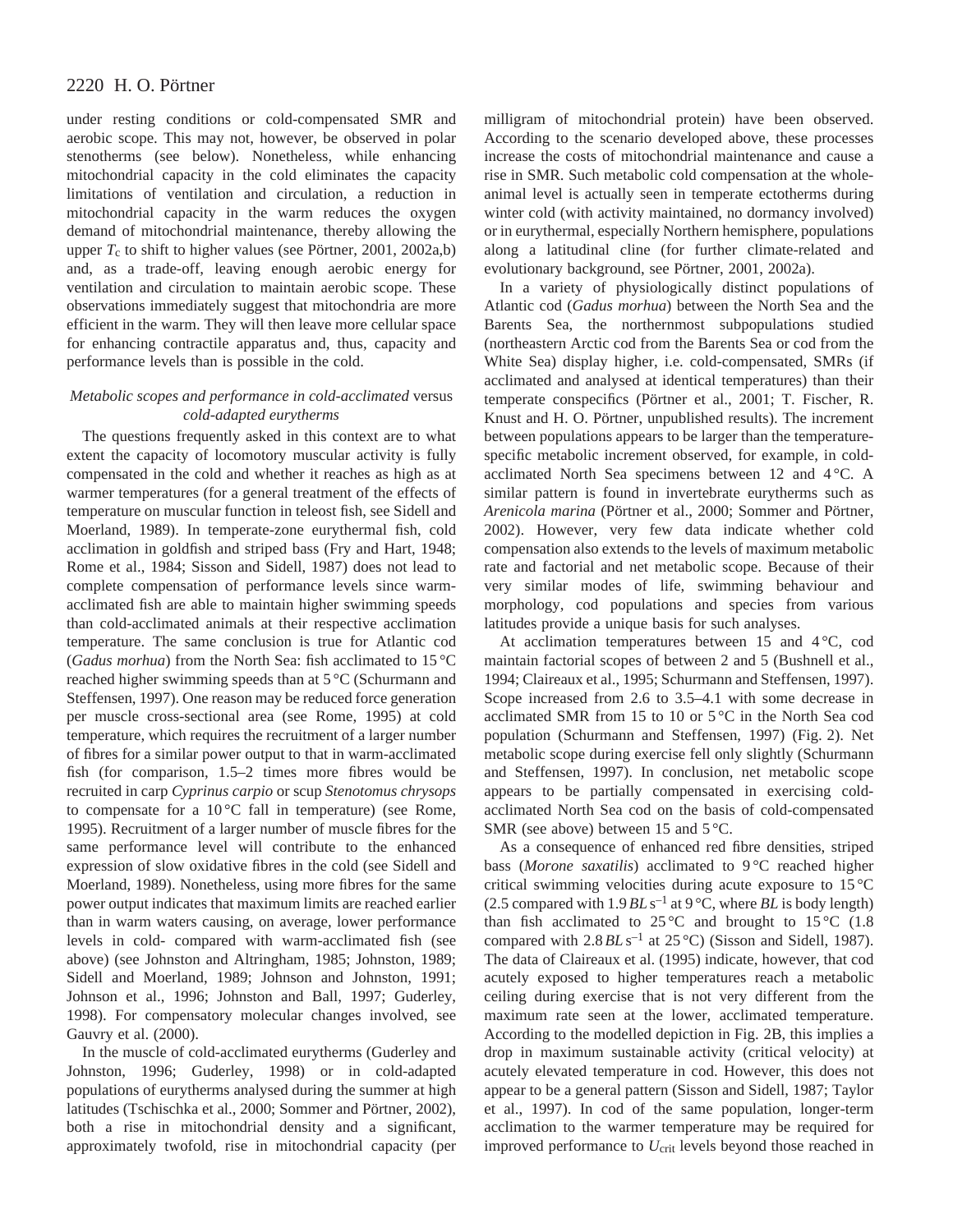under resting conditions or cold-compensated SMR and aerobic scope. This may not, however, be observed in polar stenotherms (see below). Nonetheless, while enhancing mitochondrial capacity in the cold eliminates the capacity limitations of ventilation and circulation, a reduction in mitochondrial capacity in the warm reduces the oxygen demand of mitochondrial maintenance, thereby allowing the upper $T_c$ to shift to higher values (see Pörtner, 2001, 2002a,b) and, as a trade-off, leaving enough aerobic energy for ventilation and circulation to maintain aerobic scope. These observations immediately suggest that mitochondria are more efficient in the warm. They will then leave more cellular space for enhancing contractile apparatus and, thus, capacity and performance levels than is possible in the cold.

### *Metabolic scopes and performance in cold-acclimated* versus *cold-adapted eurytherms*

The questions frequently asked in this context are to what extent the capacity of locomotory muscular activity is fully compensated in the cold and whether it reaches as high as at warmer temperatures (for a general treatment of the effects of temperature on muscular function in teleost fish, see Sidell and Moerland, 1989). In temperate-zone eurythermal fish, cold acclimation in goldfish and striped bass (Fry and Hart, 1948; Rome et al., 1984; Sisson and Sidell, 1987) does not lead to complete compensation of performance levels since warm-acclimated fish are able to maintain higher swimming speeds than cold-acclimated animals at their respective acclimation temperature. The same conclusion is true for Atlantic cod (*Gadus morhua*) from the North Sea: fish acclimated to 15 °C reached higher swimming speeds than at 5 °C (Schurmann and Steffensen, 1997). One reason may be reduced force generation per muscle cross-sectional area (see Rome, 1995) at cold temperature, which requires the recruitment of a larger number of fibres for a similar power output to that in warm-acclimated fish (for comparison, 1.5–2 times more fibres would be recruited in carp *Cyprinus carpio* or scup *Stenotomus chrysops* to compensate for a 10 °C fall in temperature) (see Rome, 1995). Recruitment of a larger number of muscle fibres for the same performance level will contribute to the enhanced expression of slow oxidative fibres in the cold (see Sidell and Moerland, 1989). Nonetheless, using more fibres for the same power output indicates that maximum limits are reached earlier than in warm waters causing, on average, lower performance levels in cold- compared with warm-acclimated fish (see above) (see Johnston and Altringham, 1985; Johnston, 1989; Sidell and Moerland, 1989; Johnson and Johnston, 1991; Johnson et al., 1996; Johnston and Ball, 1997; Guderley, 1998). For compensatory molecular changes involved, see Gauvry et al. (2000).

In the muscle of cold-acclimated eurytherms (Guderley and Johnston, 1996; Guderley, 1998) or in cold-adapted populations of eurytherms analysed during the summer at high latitudes (Tschischka et al., 2000; Sommer and Pörtner, 2002), both a rise in mitochondrial density and a significant, approximately twofold, rise in mitochondrial capacity (per milligram of mitochondrial protein) have been observed. According to the scenario developed above, these processes increase the costs of mitochondrial maintenance and cause a rise in SMR. Such metabolic cold compensation at the whole-animal level is actually seen in temperate ectotherms during winter cold (with activity maintained, no dormancy involved) or in eurythermal, especially Northern hemisphere, populations along a latitudinal cline (for further climate-related and evolutionary background, see Pörtner, 2001, 2002a).

In a variety of physiologically distinct populations of Atlantic cod (*Gadus morhua*) between the North Sea and the Barents Sea, the northernmost subpopulations studied (northeastern Arctic cod from the Barents Sea or cod from the White Sea) display higher, i.e. cold-compensated, SMRs (if acclimated and analysed at identical temperatures) than their temperate conspecifics (Pörtner et al., 2001; T. Fischer, R. Knust and H. O. Pörtner, unpublished results). The increment between populations appears to be larger than the temperature-specific metabolic increment observed, for example, in cold-acclimated North Sea specimens between 12 and 4 °C. A similar pattern is found in invertebrate eurytherms such as *Arenicola marina* (Pörtner et al., 2000; Sommer and Pörtner, 2002). However, very few data indicate whether cold compensation also extends to the levels of maximum metabolic rate and factorial and net metabolic scope. Because of their very similar modes of life, swimming behaviour and morphology, cod populations and species from various latitudes provide a unique basis for such analyses.

At acclimation temperatures between 15 and 4 °C, cod maintain factorial scopes of between 2 and 5 (Bushnell et al., 1994; Claireaux et al., 1995; Schurmann and Steffensen, 1997). Scope increased from 2.6 to 3.5–4.1 with some decrease in acclimated SMR from 15 to 10 or 5 °C in the North Sea cod population (Schurmann and Steffensen, 1997) (Fig. 2). Net metabolic scope during exercise fell only slightly (Schurmann and Steffensen, 1997). In conclusion, net metabolic scope appears to be partially compensated in exercising cold-acclimated North Sea cod on the basis of cold-compensated SMR (see above) between 15 and 5 °C.

As a consequence of enhanced red fibre densities, striped bass (*Morone saxatilis*) acclimated to 9 °C reached higher critical swimming velocities during acute exposure to 15 °C (2.5 compared with 1.9 $BL\,s^{-1}$ at 9 °C, where $BL$ is body length) than fish acclimated to 25 °C and brought to 15 °C (1.8 compared with 2.8 $BL\,s^{-1}$ at 25 °C) (Sisson and Sidell, 1987). The data of Claireaux et al. (1995) indicate, however, that cod acutely exposed to higher temperatures reach a metabolic ceiling during exercise that is not very different from the maximum rate seen at the lower, acclimated temperature. According to the modelled depiction in Fig. 2B, this implies a drop in maximum sustainable activity (critical velocity) at acutely elevated temperature in cod. However, this does not appear to be a general pattern (Sisson and Sidell, 1987; Taylor et al., 1997). In cod of the same population, longer-term acclimation to the warmer temperature may be required for improved performance to $U_{crit}$ levels beyond those reached in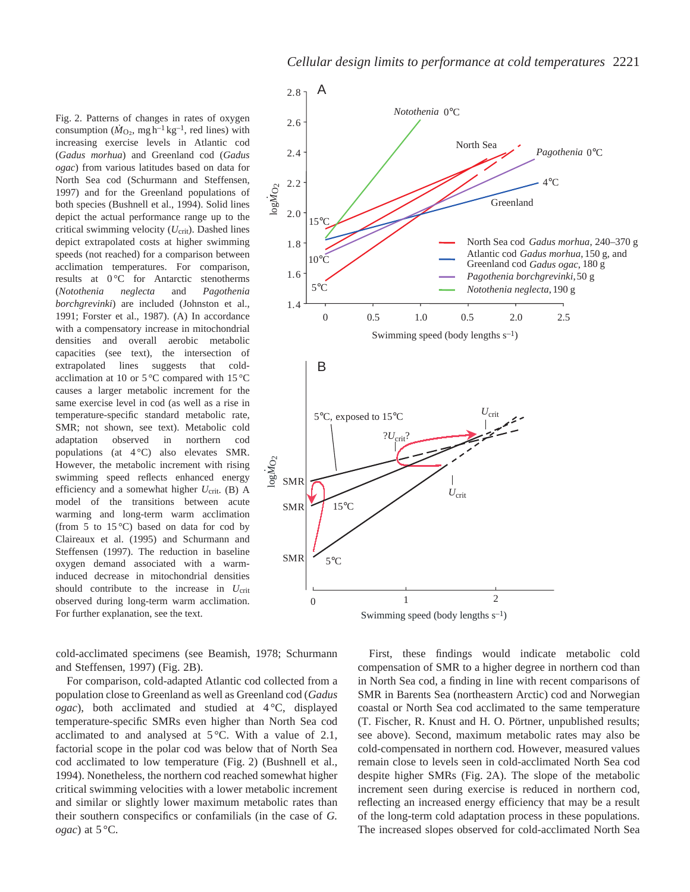Fig. 2. Patterns of changes in rates of oxygen consumption ($\dot{M}_{O_2}$, mg h$^{-1}$ kg$^{-1}$, red lines) with increasing exercise levels in Atlantic cod (*Gadus morhua*) and Greenland cod (*Gadus ogac*) from various latitudes based on data for North Sea cod (Schurmann and Steffensen, 1997) and for the Greenland populations of both species (Bushnell et al., 1994). Solid lines depict the actual performance range up to the critical swimming velocity ($U_{crit}$). Dashed lines depict extrapolated costs at higher swimming speeds (not reached) for a comparison between acclimation temperatures. For comparison, results at 0°C for Antarctic stenotherms (*Notothenia neglecta* and *Pagothenia borchgrevinki*) are included (Johnston et al., 1991; Forster et al., 1987). (A) In accordance with a compensatory increase in mitochondrial densities and overall aerobic metabolic capacities (see text), the intersection of extrapolated lines suggests that cold-acclimation at 10 or 5°C compared with 15°C causes a larger metabolic increment for the same exercise level in cod (as well as a rise in temperature-specific standard metabolic rate, SMR; not shown, see text). Metabolic cold adaptation observed in northern cod populations (at 4°C) also elevates SMR. However, the metabolic increment with rising swimming speed reflects enhanced energy efficiency and a somewhat higher $U_{crit}$. (B) A model of the transitions between acute warming and long-term warm acclimation (from 5 to 15°C) based on data for cod by Claireaux et al. (1995) and Schurmann and Steffensen (1997). The reduction in baseline oxygen demand associated with a warm-induced decrease in mitochondrial densities should contribute to the increase in $U_{crit}$ observed during long-term warm acclimation. For further explanation, see the text.

cold-acclimated specimens (see Beamish, 1978; Schurmann and Steffensen, 1997) (Fig. 2B).

For comparison, cold-adapted Atlantic cod collected from a population close to Greenland as well as Greenland cod (*Gadus ogac*), both acclimated and studied at 4°C, displayed temperature-specific SMRs even higher than North Sea cod acclimated to and analysed at 5°C. With a value of 2.1, factorial scope in the polar cod was below that of North Sea cod acclimated to low temperature (Fig. 2) (Bushnell et al., 1994). Nonetheless, the northern cod reached somewhat higher critical swimming velocities with a lower metabolic increment and similar or slightly lower maximum metabolic rates than their southern conspecifics or confamilials (in the case of *G. ogac*) at 5°C.

First, these findings would indicate metabolic cold compensation of SMR to a higher degree in northern cod than in North Sea cod, a finding in line with recent comparisons of SMR in Barents Sea (northeastern Arctic) cod and Norwegian coastal or North Sea cod acclimated to the same temperature (T. Fischer, R. Knust and H. O. Pörtner, unpublished results; see above). Second, maximum metabolic rates may also be cold-compensated in northern cod. However, measured values remain close to levels seen in cold-acclimated North Sea cod despite higher SMRs (Fig. 2A). The slope of the metabolic increment seen during exercise is reduced in northern cod, reflecting an increased energy efficiency that may be a result of the long-term cold adaptation process in these populations. The increased slopes observed for cold-acclimated North Sea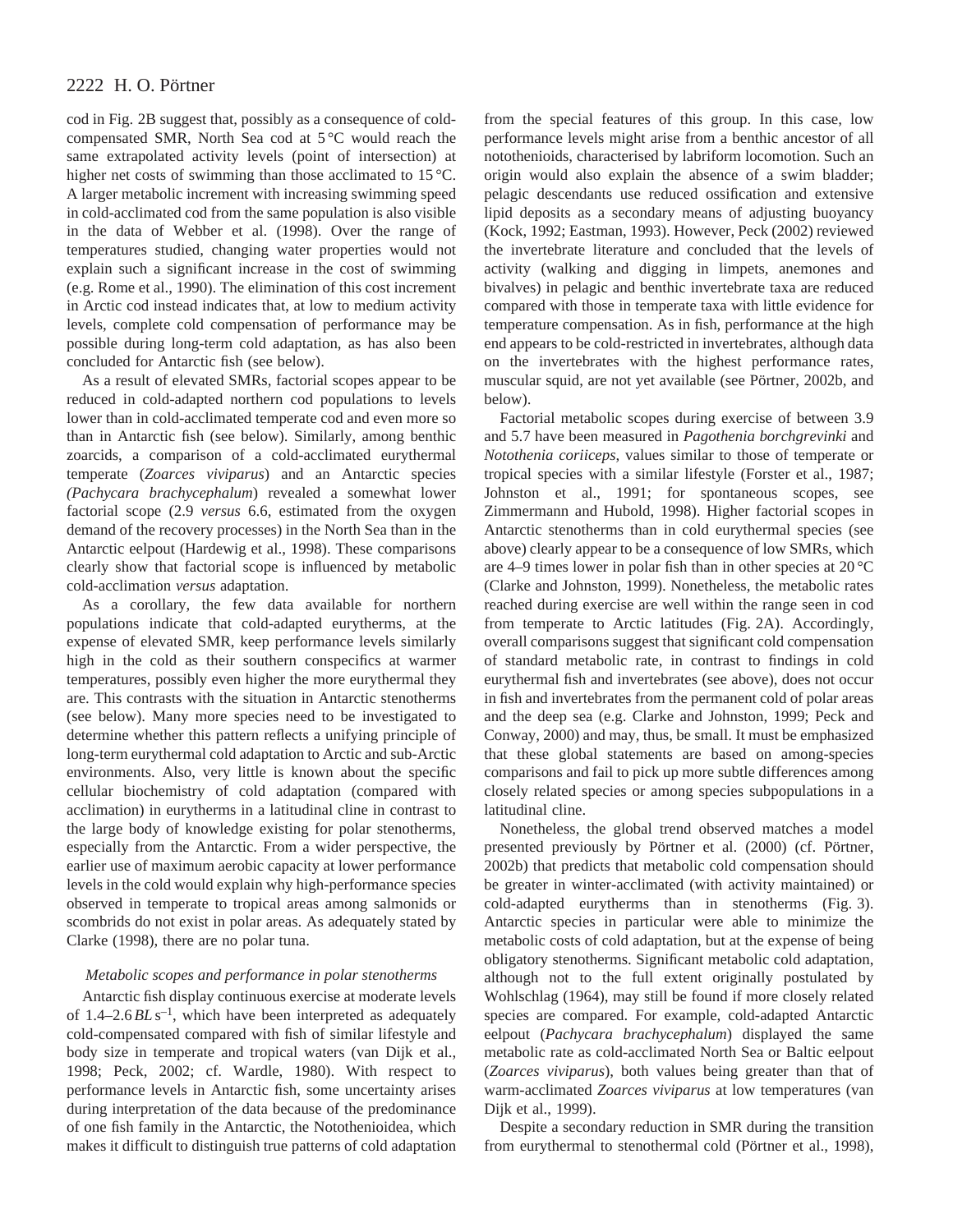cod in Fig. 2B suggest that, possibly as a consequence of cold-compensated SMR, North Sea cod at 5 °C would reach the same extrapolated activity levels (point of intersection) at higher net costs of swimming than those acclimated to 15 °C. A larger metabolic increment with increasing swimming speed in cold-acclimated cod from the same population is also visible in the data of Webber et al. (1998). Over the range of temperatures studied, changing water properties would not explain such a significant increase in the cost of swimming (e.g. Rome et al., 1990). The elimination of this cost increment in Arctic cod instead indicates that, at low to medium activity levels, complete cold compensation of performance may be possible during long-term cold adaptation, as has also been concluded for Antarctic fish (see below).

As a result of elevated SMRs, factorial scopes appear to be reduced in cold-adapted northern cod populations to levels lower than in cold-acclimated temperate cod and even more so than in Antarctic fish (see below). Similarly, among benthic zoarcids, a comparison of a cold-acclimated eurythermal temperate (*Zoarces viviparus*) and an Antarctic species (*Pachycara brachycephalum*) revealed a somewhat lower factorial scope (2.9 *versus* 6.6, estimated from the oxygen demand of the recovery processes) in the North Sea than in the Antarctic eelpout (Hardewig et al., 1998). These comparisons clearly show that factorial scope is influenced by metabolic cold-acclimation *versus* adaptation.

As a corollary, the few data available for northern populations indicate that cold-adapted eurytherms, at the expense of elevated SMR, keep performance levels similarly high in the cold as their southern conspecifics at warmer temperatures, possibly even higher the more eurythermal they are. This contrasts with the situation in Antarctic stenotherms (see below). Many more species need to be investigated to determine whether this pattern reflects a unifying principle of long-term eurythermal cold adaptation to Arctic and sub-Arctic environments. Also, very little is known about the specific cellular biochemistry of cold adaptation (compared with acclimation) in eurytherms in a latitudinal cline in contrast to the large body of knowledge existing for polar stenotherms, especially from the Antarctic. From a wider perspective, the earlier use of maximum aerobic capacity at lower performance levels in the cold would explain why high-performance species observed in temperate to tropical areas among salmonids or scombrids do not exist in polar areas. As adequately stated by Clarke (1998), there are no polar tuna.

### *Metabolic scopes and performance in polar stenotherms*

Antarctic fish display continuous exercise at moderate levels of 1.4–2.6 $BL\,s^{-1}$, which have been interpreted as adequately cold-compensated compared with fish of similar lifestyle and body size in temperate and tropical waters (van Dijk et al., 1998; Peck, 2002; cf. Wardle, 1980). With respect to performance levels in Antarctic fish, some uncertainty arises during interpretation of the data because of the predominance of one fish family in the Antarctic, the Notothenioidea, which makes it difficult to distinguish true patterns of cold adaptation from the special features of this group. In this case, low performance levels might arise from a benthic ancestor of all notothenioids, characterised by labriform locomotion. Such an origin would also explain the absence of a swim bladder; pelagic descendants use reduced ossification and extensive lipid deposits as a secondary means of adjusting buoyancy (Kock, 1992; Eastman, 1993). However, Peck (2002) reviewed the invertebrate literature and concluded that the levels of activity (walking and digging in limpets, anemones and bivalves) in pelagic and benthic invertebrate taxa are reduced compared with those in temperate taxa with little evidence for temperature compensation. As in fish, performance at the high end appears to be cold-restricted in invertebrates, although data on the invertebrates with the highest performance rates, muscular squid, are not yet available (see Pörtner, 2002b, and below).

Factorial metabolic scopes during exercise of between 3.9 and 5.7 have been measured in *Pagothenia borchgrevinki* and *Notothenia coriiceps*, values similar to those of temperate or tropical species with a similar lifestyle (Forster et al., 1987; Johnston et al., 1991; for spontaneous scopes, see Zimmermann and Hubold, 1998). Higher factorial scopes in Antarctic stenotherms than in cold eurythermal species (see above) clearly appear to be a consequence of low SMRs, which are 4–9 times lower in polar fish than in other species at 20 °C (Clarke and Johnston, 1999). Nonetheless, the metabolic rates reached during exercise are well within the range seen in cod from temperate to Arctic latitudes (Fig. 2A). Accordingly, overall comparisons suggest that significant cold compensation of standard metabolic rate, in contrast to findings in cold eurythermal fish and invertebrates (see above), does not occur in fish and invertebrates from the permanent cold of polar areas and the deep sea (e.g. Clarke and Johnston, 1999; Peck and Conway, 2000) and may, thus, be small. It must be emphasized that these global statements are based on among-species comparisons and fail to pick up more subtle differences among closely related species or among species subpopulations in a latitudinal cline.

Nonetheless, the global trend observed matches a model presented previously by Pörtner et al. (2000) (cf. Pörtner, 2002b) that predicts that metabolic cold compensation should be greater in winter-acclimated (with activity maintained) or cold-adapted eurytherms than in stenotherms (Fig. 3). Antarctic species in particular were able to minimize the metabolic costs of cold adaptation, but at the expense of being obligatory stenotherms. Significant metabolic cold adaptation, although not to the full extent originally postulated by Wohlschlag (1964), may still be found if more closely related species are compared. For example, cold-adapted Antarctic eelpout (*Pachycara brachycephalum*) displayed the same metabolic rate as cold-acclimated North Sea or Baltic eelpout (*Zoarces viviparus*), both values being greater than that of warm-acclimated *Zoarces viviparus* at low temperatures (van Dijk et al., 1999).

Despite a secondary reduction in SMR during the transition from eurythermal to stenothermal cold (Pörtner et al., 1998),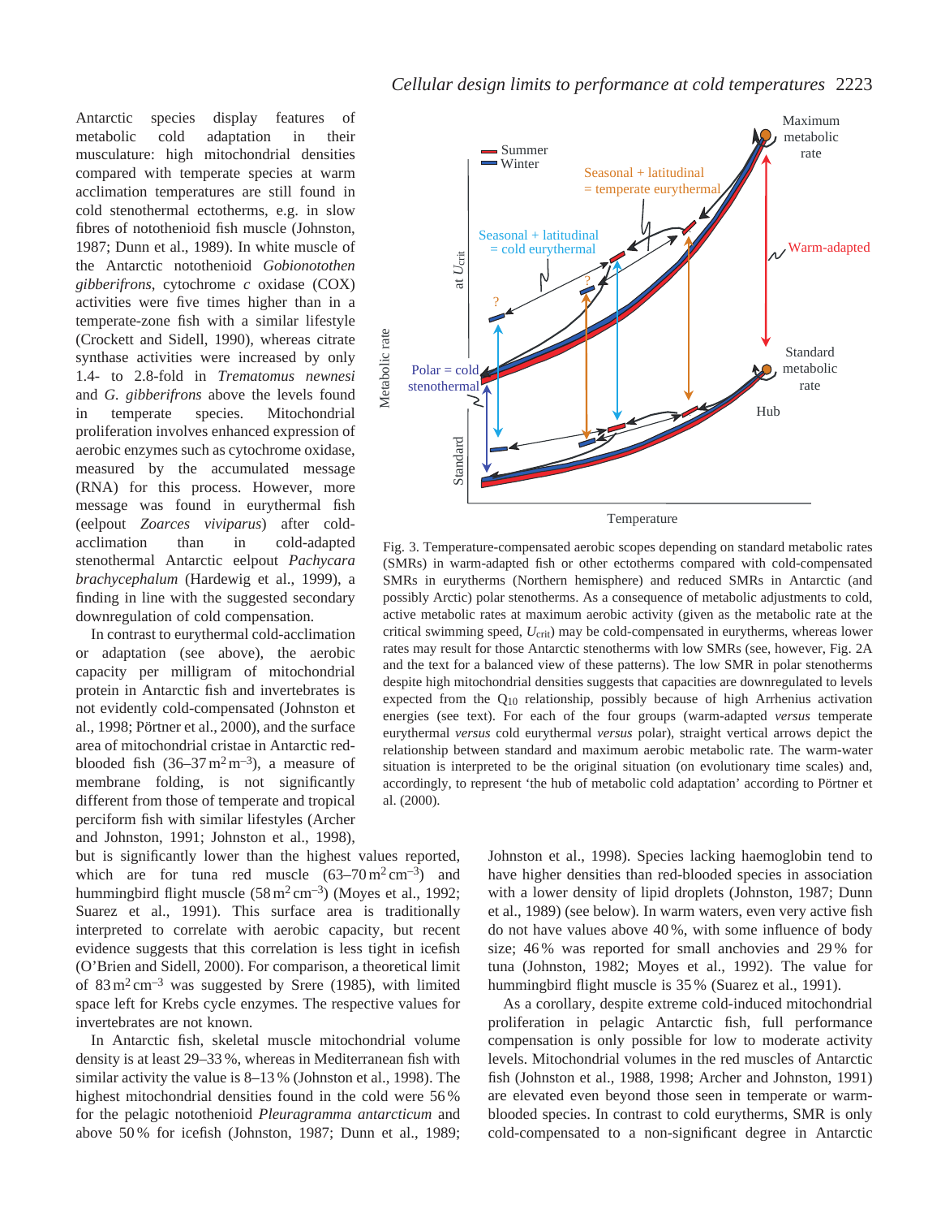Antarctic species display features of metabolic cold adaptation in their musculature: high mitochondrial densities compared with temperate species at warm acclimation temperatures are still found in cold stenothermal ectotherms, e.g. in slow fibres of notothenioid fish muscle (Johnston, 1987; Dunn et al., 1989). In white muscle of the Antarctic notothenioid *Gobionotothen gibberifrons*, cytochrome *c* oxidase (COX) activities were five times higher than in a temperate-zone fish with a similar lifestyle (Crockett and Sidell, 1990), whereas citrate synthase activities were increased by only 1.4- to 2.8-fold in *Trematomus newnesi* and *G. gibberifrons* above the levels found in temperate species. Mitochondrial proliferation involves enhanced expression of aerobic enzymes such as cytochrome oxidase, measured by the accumulated message (RNA) for this process. However, more message was found in eurythermal fish (eelpout *Zoarces viviparus*) after cold-acclimation than in cold-adapted stenothermal Antarctic eelpout *Pachycara brachycephalum* (Hardewig et al., 1999), a finding in line with the suggested secondary downregulation of cold compensation.

In contrast to eurythermal cold-acclimation or adaptation (see above), the aerobic capacity per milligram of mitochondrial protein in Antarctic fish and invertebrates is not evidently cold-compensated (Johnston et al., 1998; Pörtner et al., 2000), and the surface area of mitochondrial cristae in Antarctic red-blooded fish (36–37 $m^2 m^{-3}$), a measure of membrane folding, is not significantly different from those of temperate and tropical perciform fish with similar lifestyles (Archer and Johnston, 1991; Johnston et al., 1998), but is significantly lower than the highest values reported, which are for tuna red muscle (63–70 $m^2 cm^{-3}$) and hummingbird flight muscle (58 $m^2 cm^{-3}$) (Moyes et al., 1992; Suarez et al., 1991). This surface area is traditionally interpreted to correlate with aerobic capacity, but recent evidence suggests that this correlation is less tight in icefish (O'Brien and Sidell, 2000). For comparison, a theoretical limit of 83 $m^2 cm^{-3}$ was suggested by Srere (1985), with limited space left for Krebs cycle enzymes. The respective values for invertebrates are not known.

Fig. 3. Temperature-compensated aerobic scopes depending on standard metabolic rates (SMRs) in warm-adapted fish or other ectotherms compared with cold-compensated SMRs in eurytherms (Northern hemisphere) and reduced SMRs in Antarctic (and possibly Arctic) polar stenotherms. As a consequence of metabolic adjustments to cold, active metabolic rates at maximum aerobic activity (given as the metabolic rate at the critical swimming speed, $U_{crit}$) may be cold-compensated in eurytherms, whereas lower rates may result for those Antarctic stenotherms with low SMRs (see, however, Fig. 2A and the text for a balanced view of these patterns). The low SMR in polar stenotherms despite high mitochondrial densities suggests that capacities are downregulated to levels expected from the $Q_{10}$ relationship, possibly because of high Arrhenius activation energies (see text). For each of the four groups (warm-adapted *versus* temperate eurythermal *versus* cold eurythermal *versus* polar), straight vertical arrows depict the relationship between standard and maximum aerobic metabolic rate. The warm-water situation is interpreted to be the original situation (on evolutionary time scales) and, accordingly, to represent 'the hub of metabolic cold adaptation' according to Pörtner et al. (2000).

In Antarctic fish, skeletal muscle mitochondrial volume density is at least 29–33 %, whereas in Mediterranean fish with similar activity the value is 8–13 % (Johnston et al., 1998). The highest mitochondrial densities found in the cold were 56 % for the pelagic notothenioid *Pleuragramma antarcticum* and above 50 % for icefish (Johnston, 1987; Dunn et al., 1989; Johnston et al., 1998). Species lacking haemoglobin tend to have higher densities than red-blooded species in association with a lower density of lipid droplets (Johnston, 1987; Dunn et al., 1989) (see below). In warm waters, even very active fish do not have values above 40 %, with some influence of body size; 46 % was reported for small anchovies and 29 % for tuna (Johnston, 1982; Moyes et al., 1992). The value for hummingbird flight muscle is 35 % (Suarez et al., 1991).

As a corollary, despite extreme cold-induced mitochondrial proliferation in pelagic Antarctic fish, full performance compensation is only possible for low to moderate activity levels. Mitochondrial volumes in the red muscles of Antarctic fish (Johnston et al., 1988, 1998; Archer and Johnston, 1991) are elevated even beyond those seen in temperate or warm-blooded species. In contrast to cold eurytherms, SMR is only cold-compensated to a non-significant degree in Antarctic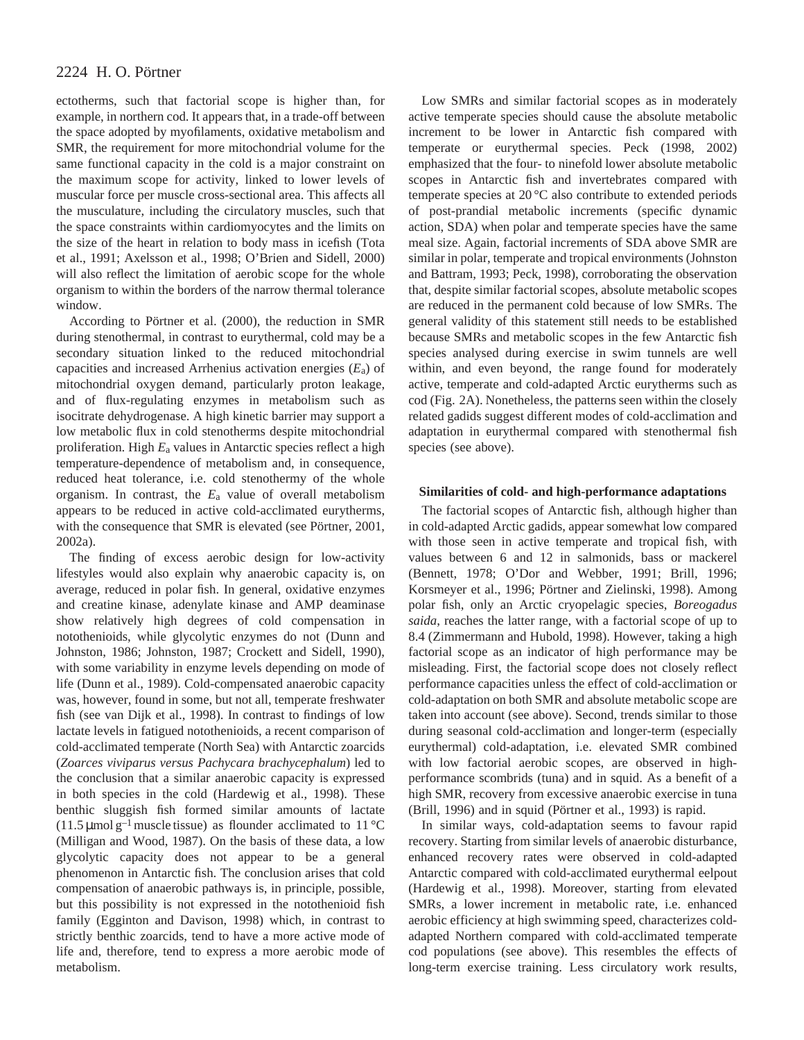ectotherms, such that factorial scope is higher than, for example, in northern cod. It appears that, in a trade-off between the space adopted by myofilaments, oxidative metabolism and SMR, the requirement for more mitochondrial volume for the same functional capacity in the cold is a major constraint on the maximum scope for activity, linked to lower levels of muscular force per muscle cross-sectional area. This affects all the musculature, including the circulatory muscles, such that the space constraints within cardiomyocytes and the limits on the size of the heart in relation to body mass in icefish (Tota et al., 1991; Axelsson et al., 1998; O'Brien and Sidell, 2000) will also reflect the limitation of aerobic scope for the whole organism to within the borders of the narrow thermal tolerance window.

According to Pörtner et al. (2000), the reduction in SMR during stenothermal, in contrast to eurythermal, cold may be a secondary situation linked to the reduced mitochondrial capacities and increased Arrhenius activation energies ($E_a$) of mitochondrial oxygen demand, particularly proton leakage, and of flux-regulating enzymes in metabolism such as isocitrate dehydrogenase. A high kinetic barrier may support a low metabolic flux in cold stenotherms despite mitochondrial proliferation. High $E_a$ values in Antarctic species reflect a high temperature-dependence of metabolism and, in consequence, reduced heat tolerance, i.e. cold stenothermy of the whole organism. In contrast, the $E_a$ value of overall metabolism appears to be reduced in active cold-acclimated eurytherms, with the consequence that SMR is elevated (see Pörtner, 2001, 2002a).

The finding of excess aerobic design for low-activity lifestyles would also explain why anaerobic capacity is, on average, reduced in polar fish. In general, oxidative enzymes and creatine kinase, adenylate kinase and AMP deaminase show relatively high degrees of cold compensation in notothenioids, while glycolytic enzymes do not (Dunn and Johnston, 1986; Johnston, 1987; Crockett and Sidell, 1990), with some variability in enzyme levels depending on mode of life (Dunn et al., 1989). Cold-compensated anaerobic capacity was, however, found in some, but not all, temperate freshwater fish (see van Dijk et al., 1998). In contrast to findings of low lactate levels in fatigued notothenioids, a recent comparison of cold-acclimated temperate (North Sea) with Antarctic zoarcids (*Zoarces viviparus versus Pachycara brachycephalum*) led to the conclusion that a similar anaerobic capacity is expressed in both species in the cold (Hardewig et al., 1998). These benthic sluggish fish formed similar amounts of lactate ($11.5\,\mu mol\,g^{-1}$ muscle tissue) as flounder acclimated to 11 °C (Milligan and Wood, 1987). On the basis of these data, a low glycolytic capacity does not appear to be a general phenomenon in Antarctic fish. The conclusion arises that cold compensation of anaerobic pathways is, in principle, possible, but this possibility is not expressed in the notothenioid fish family (Egginton and Davison, 1998) which, in contrast to strictly benthic zoarcids, tend to have a more active mode of life and, therefore, tend to express a more aerobic mode of metabolism.

Low SMRs and similar factorial scopes as in moderately active temperate species should cause the absolute metabolic increment to be lower in Antarctic fish compared with temperate or eurythermal species. Peck (1998, 2002) emphasized that the four- to ninefold lower absolute metabolic scopes in Antarctic fish and invertebrates compared with temperate species at 20 °C also contribute to extended periods of post-prandial metabolic increments (specific dynamic action, SDA) when polar and temperate species have the same meal size. Again, factorial increments of SDA above SMR are similar in polar, temperate and tropical environments (Johnston and Battram, 1993; Peck, 1998), corroborating the observation that, despite similar factorial scopes, absolute metabolic scopes are reduced in the permanent cold because of low SMRs. The general validity of this statement still needs to be established because SMRs and metabolic scopes in the few Antarctic fish species analysed during exercise in swim tunnels are well within, and even beyond, the range found for moderately active, temperate and cold-adapted Arctic eurytherms such as cod (Fig. 2A). Nonetheless, the patterns seen within the closely related gadids suggest different modes of cold-acclimation and adaptation in eurythermal compared with stenothermal fish species (see above).

### Similarities of cold- and high-performance adaptations

The factorial scopes of Antarctic fish, although higher than in cold-adapted Arctic gadids, appear somewhat low compared with those seen in active temperate and tropical fish, with values between 6 and 12 in salmonids, bass or mackerel (Bennett, 1978; O'Dor and Webber, 1991; Brill, 1996; Korsmeyer et al., 1996; Pörtner and Zielinski, 1998). Among polar fish, only an Arctic cryopelagic species, *Boreogadus saida*, reaches the latter range, with a factorial scope of up to 8.4 (Zimmermann and Hubold, 1998). However, taking a high factorial scope as an indicator of high performance may be misleading. First, the factorial scope does not closely reflect performance capacities unless the effect of cold-acclimation or cold-adaptation on both SMR and absolute metabolic scope are taken into account (see above). Second, trends similar to those during seasonal cold-acclimation and longer-term (especially eurythermal) cold-adaptation, i.e. elevated SMR combined with low factorial aerobic scopes, are observed in high-performance scombrids (tuna) and in squid. As a benefit of a high SMR, recovery from excessive anaerobic exercise in tuna (Brill, 1996) and in squid (Pörtner et al., 1993) is rapid.

In similar ways, cold-adaptation seems to favour rapid recovery. Starting from similar levels of anaerobic disturbance, enhanced recovery rates were observed in cold-adapted Antarctic compared with cold-acclimated eurythermal eelpout (Hardewig et al., 1998). Moreover, starting from elevated SMRs, a lower increment in metabolic rate, i.e. enhanced aerobic efficiency at high swimming speed, characterizes cold-adapted Northern compared with cold-acclimated temperate cod populations (see above). This resembles the effects of long-term exercise training. Less circulatory work results,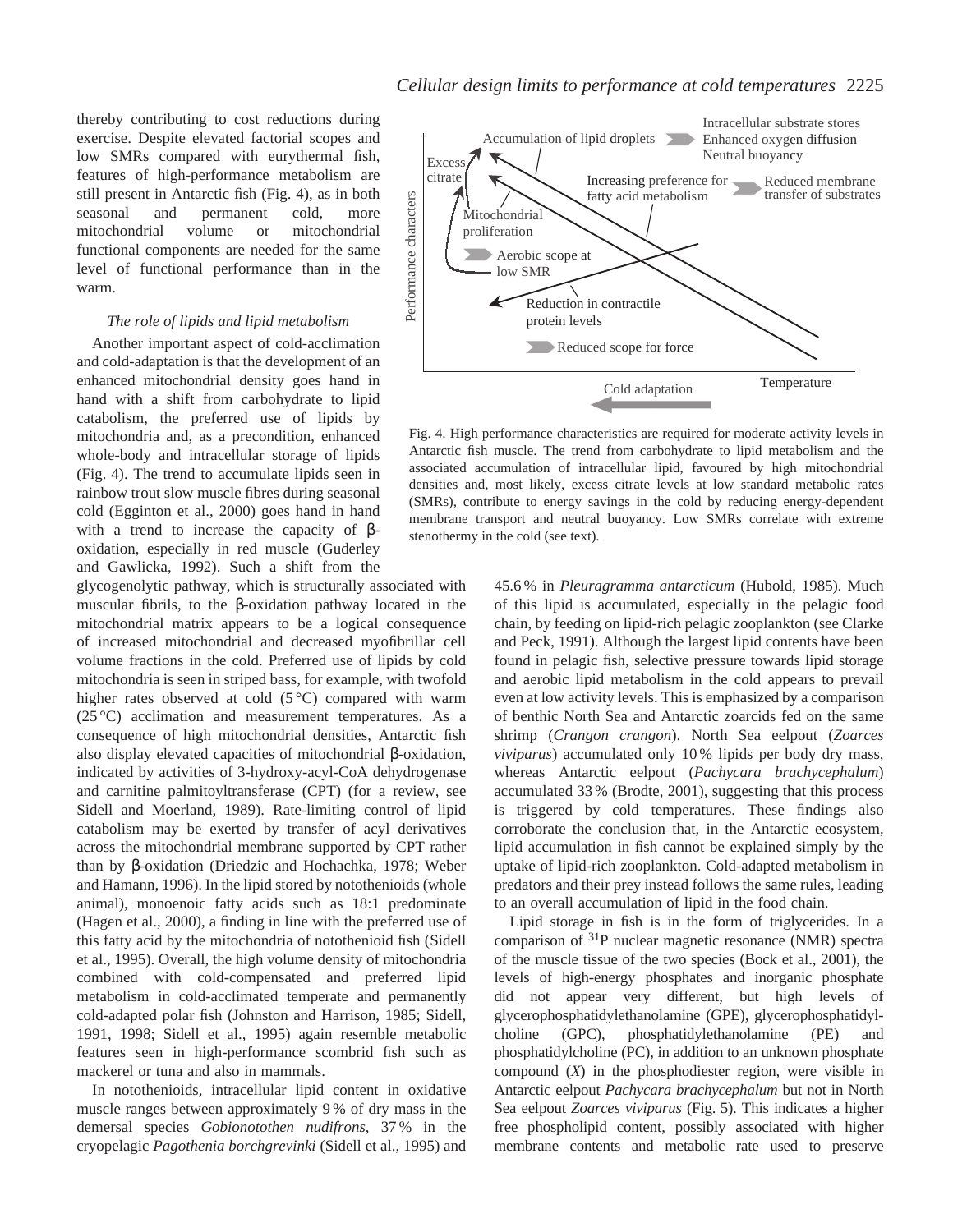thereby contributing to cost reductions during exercise. Despite elevated factorial scopes and low SMRs compared with eurythermal fish, features of high-performance metabolism are still present in Antarctic fish (Fig. 4), as in both seasonal and permanent cold, more mitochondrial volume or mitochondrial functional components are needed for the same level of functional performance than in the warm.

### *The role of lipids and lipid metabolism*

Another important aspect of cold-acclimation and cold-adaptation is that the development of an enhanced mitochondrial density goes hand in hand with a shift from carbohydrate to lipid catabolism, the preferred use of lipids by mitochondria and, as a precondition, enhanced whole-body and intracellular storage of lipids (Fig. 4). The trend to accumulate lipids seen in rainbow trout slow muscle fibres during seasonal cold (Egginton et al., 2000) goes hand in hand with a trend to increase the capacity of β-oxidation, especially in red muscle (Guderley and Gawlicka, 1992). Such a shift from the glycogenolytic pathway, which is structurally associated with muscular fibrils, to the β-oxidation pathway located in the mitochondrial matrix appears to be a logical consequence of increased mitochondrial and decreased myofibrillar cell volume fractions in the cold. Preferred use of lipids by cold mitochondria is seen in striped bass, for example, with twofold higher rates observed at cold (5 °C) compared with warm (25 °C) acclimation and measurement temperatures. As a consequence of high mitochondrial densities, Antarctic fish also display elevated capacities of mitochondrial β-oxidation, indicated by activities of 3-hydroxy-acyl-CoA dehydrogenase and carnitine palmitoyltransferase (CPT) (for a review, see Sidell and Moerland, 1989). Rate-limiting control of lipid catabolism may be exerted by transfer of acyl derivatives across the mitochondrial membrane supported by CPT rather than by β-oxidation (Driedzic and Hochachka, 1978; Weber and Hamann, 1996). In the lipid stored by notothenioids (whole animal), monoenoic fatty acids such as 18:1 predominate (Hagen et al., 2000), a finding in line with the preferred use of this fatty acid by the mitochondria of notothenioid fish (Sidell et al., 1995). Overall, the high volume density of mitochondria combined with cold-compensated and preferred lipid metabolism in cold-acclimated temperate and permanently cold-adapted polar fish (Johnston and Harrison, 1985; Sidell, 1991, 1998; Sidell et al., 1995) again resemble metabolic features seen in high-performance scombrid fish such as mackerel or tuna and also in mammals.

In notothenioids, intracellular lipid content in oxidative muscle ranges between approximately 9 % of dry mass in the demersal species *Gobionotothen nudifrons*, 37 % in the cryopelagic *Pagothenia borchgrevinki* (Sidell et al., 1995) and 45.6 % in *Pleuragramma antarcticum* (Hubold, 1985). Much of this lipid is accumulated, especially in the pelagic food chain, by feeding on lipid-rich pelagic zooplankton (see Clarke and Peck, 1991). Although the largest lipid contents have been found in pelagic fish, selective pressure towards lipid storage and aerobic lipid metabolism in the cold appears to prevail even at low activity levels. This is emphasized by a comparison of benthic North Sea and Antarctic zoarcids fed on the same shrimp (*Crangon crangon*). North Sea eelpout (*Zoarces viviparus*) accumulated only 10 % lipids per body dry mass, whereas Antarctic eelpout (*Pachycara brachycephalum*) accumulated 33 % (Brodte, 2001), suggesting that this process is triggered by cold temperatures. These findings also corroborate the conclusion that, in the Antarctic ecosystem, lipid accumulation in fish cannot be explained simply by the uptake of lipid-rich zooplankton. Cold-adapted metabolism in predators and their prey instead follows the same rules, leading to an overall accumulation of lipid in the food chain.

Lipid storage in fish is in the form of triglycerides. In a comparison of $^{31}$P nuclear magnetic resonance (NMR) spectra of the muscle tissue of the two species (Bock et al., 2001), the levels of high-energy phosphates and inorganic phosphate did not appear very different, but high levels of glycerophosphatidylethanolamine (GPE), glycerophosphatidylcholine (GPC), phosphatidylethanolamine (PE) and phosphatidylcholine (PC), in addition to an unknown phosphate compound (*X*) in the phosphodiester region, were visible in Antarctic eelpout *Pachycara brachycephalum* but not in North Sea eelpout *Zoarces viviparus* (Fig. 5). This indicates a higher free phospholipid content, possibly associated with higher membrane contents and metabolic rate used to preserve

Fig. 4. High performance characteristics are required for moderate activity levels in Antarctic fish muscle. The trend from carbohydrate to lipid metabolism and the associated accumulation of intracellular lipid, favoured by high mitochondrial densities and, most likely, excess citrate levels at low standard metabolic rates (SMRs), contribute to energy savings in the cold by reducing energy-dependent membrane transport and neutral buoyancy. Low SMRs correlate with extreme stenothermy in the cold (see text).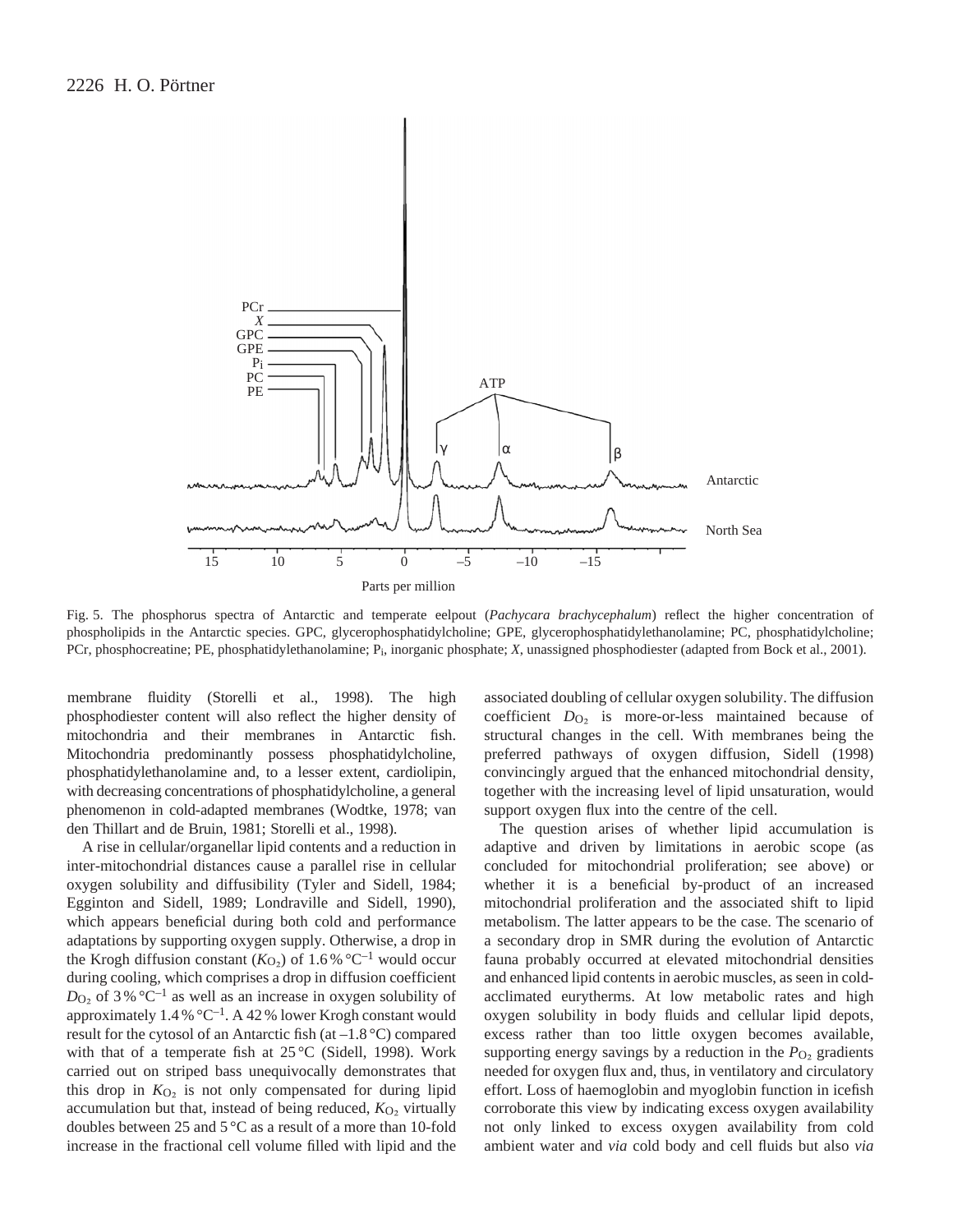Fig. 5. The phosphorus spectra of Antarctic and temperate eelpout (*Pachycara brachycephalum*) reflect the higher concentration of phospholipids in the Antarctic species. GPC, glycerophosphatidylcholine; GPE, glycerophosphatidylethanolamine; PC, phosphatidylcholine; PCr, phosphocreatine; PE, phosphatidylethanolamine; $P_i$, inorganic phosphate; *X*, unassigned phosphodiester (adapted from Bock et al., 2001).

membrane fluidity (Storelli et al., 1998). The high phosphodiester content will also reflect the higher density of mitochondria and their membranes in Antarctic fish. Mitochondria predominantly possess phosphatidylcholine, phosphatidylethanolamine and, to a lesser extent, cardiolipin, with decreasing concentrations of phosphatidylcholine, a general phenomenon in cold-adapted membranes (Wodtke, 1978; van den Thillart and de Bruin, 1981; Storelli et al., 1998).

A rise in cellular/organellar lipid contents and a reduction in inter-mitochondrial distances cause a parallel rise in cellular oxygen solubility and diffusibility (Tyler and Sidell, 1984; Egginton and Sidell, 1989; Londraville and Sidell, 1990), which appears beneficial during both cold and performance adaptations by supporting oxygen supply. Otherwise, a drop in the Krogh diffusion constant ($K_{O_2}$) of 1.6 % °C$^{-1}$ would occur during cooling, which comprises a drop in diffusion coefficient $D_{O_2}$ of 3 % °C$^{-1}$ as well as an increase in oxygen solubility of approximately 1.4 % °C$^{-1}$. A 42 % lower Krogh constant would result for the cytosol of an Antarctic fish (at –1.8 °C) compared with that of a temperate fish at 25 °C (Sidell, 1998). Work carried out on striped bass unequivocally demonstrates that this drop in $K_{O_2}$ is not only compensated for during lipid accumulation but that, instead of being reduced, $K_{O_2}$ virtually doubles between 25 and 5 °C as a result of a more than 10-fold increase in the fractional cell volume filled with lipid and the associated doubling of cellular oxygen solubility. The diffusion coefficient $D_{O_2}$ is more-or-less maintained because of structural changes in the cell. With membranes being the preferred pathways of oxygen diffusion, Sidell (1998) convincingly argued that the enhanced mitochondrial density, together with the increasing level of lipid unsaturation, would support oxygen flux into the centre of the cell.

The question arises of whether lipid accumulation is adaptive and driven by limitations in aerobic scope (as concluded for mitochondrial proliferation; see above) or whether it is a beneficial by-product of an increased mitochondrial proliferation and the associated shift to lipid metabolism. The latter appears to be the case. The scenario of a secondary drop in SMR during the evolution of Antarctic fauna probably occurred at elevated mitochondrial densities and enhanced lipid contents in aerobic muscles, as seen in cold-acclimated eurytherms. At low metabolic rates and high oxygen solubility in body fluids and cellular lipid depots, excess rather than too little oxygen becomes available, supporting energy savings by a reduction in the $P_{O_2}$ gradients needed for oxygen flux and, thus, in ventilatory and circulatory effort. Loss of haemoglobin and myoglobin function in icefish corroborate this view by indicating excess oxygen availability not only linked to excess oxygen availability from cold ambient water and *via* cold body and cell fluids but also *via*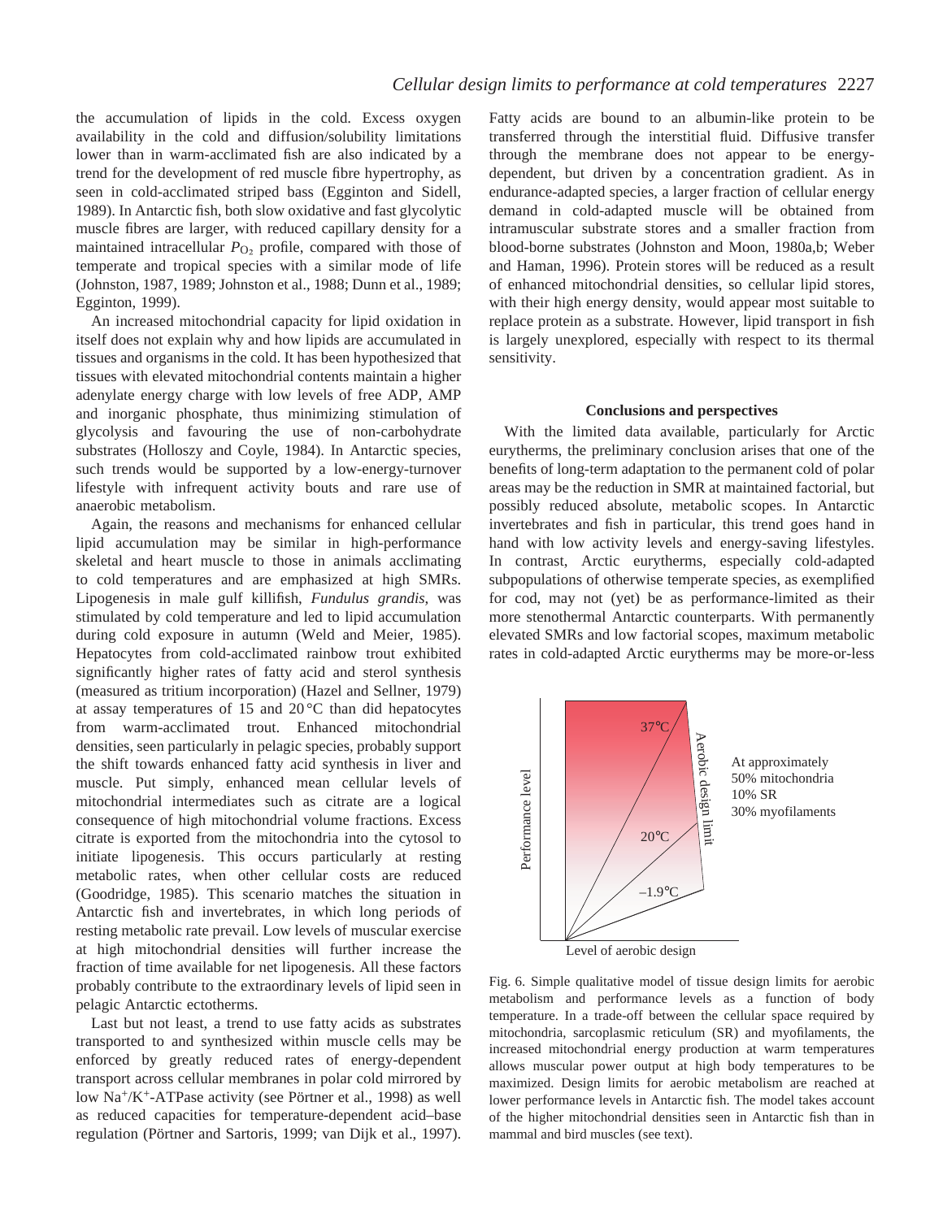the accumulation of lipids in the cold. Excess oxygen availability in the cold and diffusion/solubility limitations lower than in warm-acclimated fish are also indicated by a trend for the development of red muscle fibre hypertrophy, as seen in cold-acclimated striped bass (Egginton and Sidell, 1989). In Antarctic fish, both slow oxidative and fast glycolytic muscle fibres are larger, with reduced capillary density for a maintained intracellular $P_{O_2}$ profile, compared with those of temperate and tropical species with a similar mode of life (Johnston, 1987, 1989; Johnston et al., 1988; Dunn et al., 1989; Egginton, 1999).

An increased mitochondrial capacity for lipid oxidation in itself does not explain why and how lipids are accumulated in tissues and organisms in the cold. It has been hypothesized that tissues with elevated mitochondrial contents maintain a higher adenylate energy charge with low levels of free ADP, AMP and inorganic phosphate, thus minimizing stimulation of glycolysis and favouring the use of non-carbohydrate substrates (Holloszy and Coyle, 1984). In Antarctic species, such trends would be supported by a low-energy-turnover lifestyle with infrequent activity bouts and rare use of anaerobic metabolism.

Again, the reasons and mechanisms for enhanced cellular lipid accumulation may be similar in high-performance skeletal and heart muscle to those in animals acclimating to cold temperatures and are emphasized at high SMRs. Lipogenesis in male gulf killifish, *Fundulus grandis*, was stimulated by cold temperature and led to lipid accumulation during cold exposure in autumn (Weld and Meier, 1985). Hepatocytes from cold-acclimated rainbow trout exhibited significantly higher rates of fatty acid and sterol synthesis (measured as tritium incorporation) (Hazel and Sellner, 1979) at assay temperatures of 15 and 20 °C than did hepatocytes from warm-acclimated trout. Enhanced mitochondrial densities, seen particularly in pelagic species, probably support the shift towards enhanced fatty acid synthesis in liver and muscle. Put simply, enhanced mean cellular levels of mitochondrial intermediates such as citrate are a logical consequence of high mitochondrial volume fractions. Excess citrate is exported from the mitochondria into the cytosol to initiate lipogenesis. This occurs particularly at resting metabolic rates, when other cellular costs are reduced (Goodridge, 1985). This scenario matches the situation in Antarctic fish and invertebrates, in which long periods of resting metabolic rate prevail. Low levels of muscular exercise at high mitochondrial densities will further increase the fraction of time available for net lipogenesis. All these factors probably contribute to the extraordinary levels of lipid seen in pelagic Antarctic ectotherms.

Last but not least, a trend to use fatty acids as substrates transported to and synthesized within muscle cells may be enforced by greatly reduced rates of energy-dependent transport across cellular membranes in polar cold mirrored by low $Na^+/K^+$-ATPase activity (see Pörtner et al., 1998) as well as reduced capacities for temperature-dependent acid–base regulation (Pörtner and Sartoris, 1999; van Dijk et al., 1997). Fatty acids are bound to an albumin-like protein to be transferred through the interstitial fluid. Diffusive transfer through the membrane does not appear to be energy-dependent, but driven by a concentration gradient. As in endurance-adapted species, a larger fraction of cellular energy demand in cold-adapted muscle will be obtained from intramuscular substrate stores and a smaller fraction from blood-borne substrates (Johnston and Moon, 1980a,b; Weber and Haman, 1996). Protein stores will be reduced as a result of enhanced mitochondrial densities, so cellular lipid stores, with their high energy density, would appear most suitable to replace protein as a substrate. However, lipid transport in fish is largely unexplored, especially with respect to its thermal sensitivity.

## Conclusions and perspectives

With the limited data available, particularly for Arctic eurytherms, the preliminary conclusion arises that one of the benefits of long-term adaptation to the permanent cold of polar areas may be the reduction in SMR at maintained factorial, but possibly reduced absolute, metabolic scopes. In Antarctic invertebrates and fish in particular, this trend goes hand in hand with low activity levels and energy-saving lifestyles. In contrast, Arctic eurytherms, especially cold-adapted subpopulations of otherwise temperate species, as exemplified for cod, may not (yet) be as performance-limited as their more stenothermal Antarctic counterparts. With permanently elevated SMRs and low factorial scopes, maximum metabolic rates in cold-adapted Arctic eurytherms may be more-or-less

Fig. 6. Simple qualitative model of tissue design limits for aerobic metabolism and performance levels as a function of body temperature. In a trade-off between the cellular space required by mitochondria, sarcoplasmic reticulum (SR) and myofilaments, the increased mitochondrial energy production at warm temperatures allows muscular power output at high body temperatures to be maximized. Design limits for aerobic metabolism are reached at lower performance levels in Antarctic fish. The model takes account of the higher mitochondrial densities seen in Antarctic fish than in mammal and bird muscles (see text).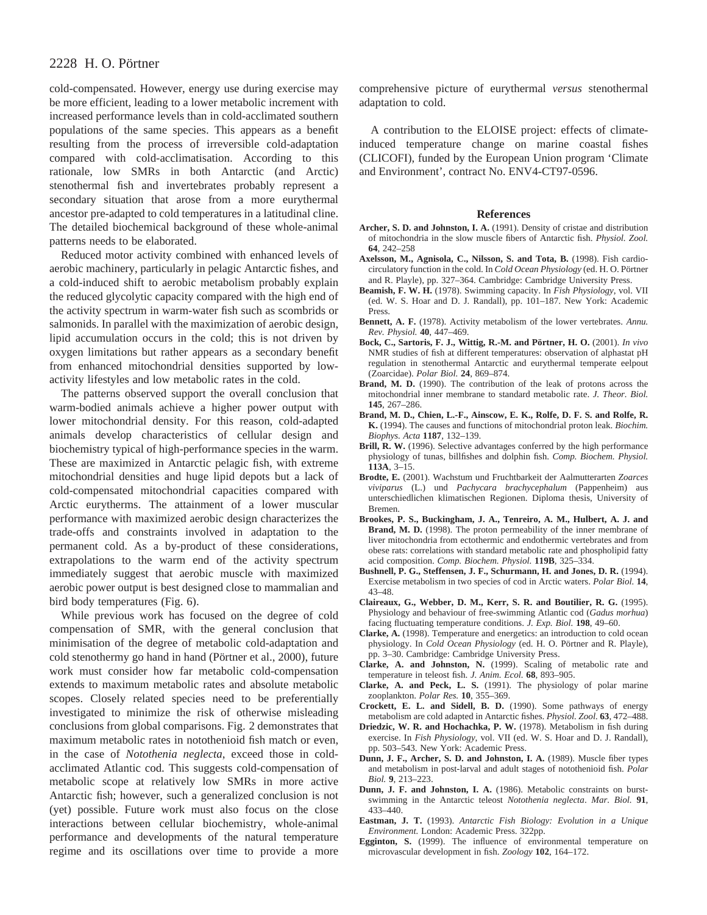cold-compensated. However, energy use during exercise may be more efficient, leading to a lower metabolic increment with increased performance levels than in cold-acclimated southern populations of the same species. This appears as a benefit resulting from the process of irreversible cold-adaptation compared with cold-acclimatisation. According to this rationale, low SMRs in both Antarctic (and Arctic) stenothermal fish and invertebrates probably represent a secondary situation that arose from a more eurythermal ancestor pre-adapted to cold temperatures in a latitudinal cline. The detailed biochemical background of these whole-animal patterns needs to be elaborated.

Reduced motor activity combined with enhanced levels of aerobic machinery, particularly in pelagic Antarctic fishes, and a cold-induced shift to aerobic metabolism probably explain the reduced glycolytic capacity compared with the high end of the activity spectrum in warm-water fish such as scombrids or salmonids. In parallel with the maximization of aerobic design, lipid accumulation occurs in the cold; this is not driven by oxygen limitations but rather appears as a secondary benefit from enhanced mitochondrial densities supported by low-activity lifestyles and low metabolic rates in the cold.

The patterns observed support the overall conclusion that warm-bodied animals achieve a higher power output with lower mitochondrial density. For this reason, cold-adapted animals develop characteristics of cellular design and biochemistry typical of high-performance species in the warm. These are maximized in Antarctic pelagic fish, with extreme mitochondrial densities and huge lipid depots but a lack of cold-compensated mitochondrial capacities compared with Arctic eurytherms. The attainment of a lower muscular performance with maximized aerobic design characterizes the trade-offs and constraints involved in adaptation to the permanent cold. As a by-product of these considerations, extrapolations to the warm end of the activity spectrum immediately suggest that aerobic muscle with maximized aerobic power output is best designed close to mammalian and bird body temperatures (Fig. 6).

While previous work has focused on the degree of cold compensation of SMR, with the general conclusion that minimisation of the degree of metabolic cold-adaptation and cold stenothermy go hand in hand (Pörtner et al., 2000), future work must consider how far metabolic cold-compensation extends to maximum metabolic rates and absolute metabolic scopes. Closely related species need to be preferentially investigated to minimize the risk of otherwise misleading conclusions from global comparisons. Fig. 2 demonstrates that maximum metabolic rates in notothenioid fish match or even, in the case of *Notothenia neglecta*, exceed those in cold-acclimated Atlantic cod. This suggests cold-compensation of metabolic scope at relatively low SMRs in more active Antarctic fish; however, such a generalized conclusion is not (yet) possible. Future work must also focus on the close interactions between cellular biochemistry, whole-animal performance and developments of the natural temperature regime and its oscillations over time to provide a more comprehensive picture of eurythermal *versus* stenothermal adaptation to cold.

A contribution to the ELOISE project: effects of climate-induced temperature change on marine coastal fishes (CLICOFI), funded by the European Union program 'Climate and Environment', contract No. ENV4-CT97-0596.

## References

**Archer, S. D. and Johnston, I. A.** (1991). Density of cristae and distribution of mitochondria in the slow muscle fibers of Antarctic fish. *Physiol. Zool.* **64**, 242–258

**Axelsson, M., Agnisola, C., Nilsson, S. and Tota, B.** (1998). Fish cardio-circulatory function in the cold. In *Cold Ocean Physiology* (ed. H. O. Pörtner and R. Playle), pp. 327–364. Cambridge: Cambridge University Press.

**Beamish, F. W. H.** (1978). Swimming capacity. In *Fish Physiology*, vol. VII (ed. W. S. Hoar and D. J. Randall), pp. 101–187. New York: Academic Press.

**Bennett, A. F.** (1978). Activity metabolism of the lower vertebrates. *Annu. Rev. Physiol.* **40**, 447–469.

**Bock, C., Sartoris, F. J., Wittig, R.-M. and Pörtner, H. O.** (2001). *In vivo* NMR studies of fish at different temperatures: observation of alphastat pH regulation in stenothermal Antarctic and eurythermal temperate eelpout (Zoarcidae). *Polar Biol.* **24**, 869–874.

**Brand, M. D.** (1990). The contribution of the leak of protons across the mitochondrial inner membrane to standard metabolic rate. *J. Theor. Biol.* **145**, 267–286.

**Brand, M. D., Chien, L.-F., Ainscow, E. K., Rolfe, D. F. S. and Rolfe, R. K.** (1994). The causes and functions of mitochondrial proton leak. *Biochim. Biophys. Acta* **1187**, 132–139.

**Brill, R. W.** (1996). Selective advantages conferred by the high performance physiology of tunas, billfishes and dolphin fish. *Comp. Biochem. Physiol.* **113A**, 3–15.

**Brodte, E.** (2001). Wachstum und Fruchtbarkeit der Aalmutterarten *Zoarces viviparus* (L.) und *Pachycara brachycephalum* (Pappenheim) aus unterschiedlichen klimatischen Regionen. Diploma thesis, University of Bremen.

**Brookes, P. S., Buckingham, J. A., Tenreiro, A. M., Hulbert, A. J. and Brand, M. D.** (1998). The proton permeability of the inner membrane of liver mitochondria from ectothermic and endothermic vertebrates and from obese rats: correlations with standard metabolic rate and phospholipid fatty acid composition. *Comp. Biochem. Physiol.* **119B**, 325–334.

**Bushnell, P. G., Steffensen, J. F., Schurmann, H. and Jones, D. R.** (1994). Exercise metabolism in two species of cod in Arctic waters. *Polar Biol.* **14**, 43–48.

**Claireaux, G., Webber, D. M., Kerr, S. R. and Boutilier, R. G.** (1995). Physiology and behaviour of free-swimming Atlantic cod (*Gadus morhua*) facing fluctuating temperature conditions. *J. Exp. Biol.* **198**, 49–60.

**Clarke, A.** (1998). Temperature and energetics: an introduction to cold ocean physiology. In *Cold Ocean Physiology* (ed. H. O. Pörtner and R. Playle), pp. 3–30. Cambridge: Cambridge University Press.

**Clarke, A. and Johnston, N.** (1999). Scaling of metabolic rate and temperature in teleost fish. *J. Anim. Ecol.* **68**, 893–905.

**Clarke, A. and Peck, L. S.** (1991). The physiology of polar marine zooplankton. *Polar Res.* **10**, 355–369.

**Crockett, E. L. and Sidell, B. D.** (1990). Some pathways of energy metabolism are cold adapted in Antarctic fishes. *Physiol. Zool.* **63**, 472–488.

**Driedzic, W. R. and Hochachka, P. W.** (1978). Metabolism in fish during exercise. In *Fish Physiology*, vol. VII (ed. W. S. Hoar and D. J. Randall), pp. 503–543. New York: Academic Press.

**Dunn, J. F., Archer, S. D. and Johnston, I. A.** (1989). Muscle fiber types and metabolism in post-larval and adult stages of notothenioid fish. *Polar Biol.* **9**, 213–223.

**Dunn, J. F. and Johnston, I. A.** (1986). Metabolic constraints on burst-swimming in the Antarctic teleost *Notothenia neglecta*. *Mar. Biol.* **91**, 433–440.

**Eastman, J. T.** (1993). *Antarctic Fish Biology: Evolution in a Unique Environment.* London: Academic Press. 322pp.

**Egginton, S.** (1999). The influence of environmental temperature on microvascular development in fish. *Zoology* **102**, 164–172.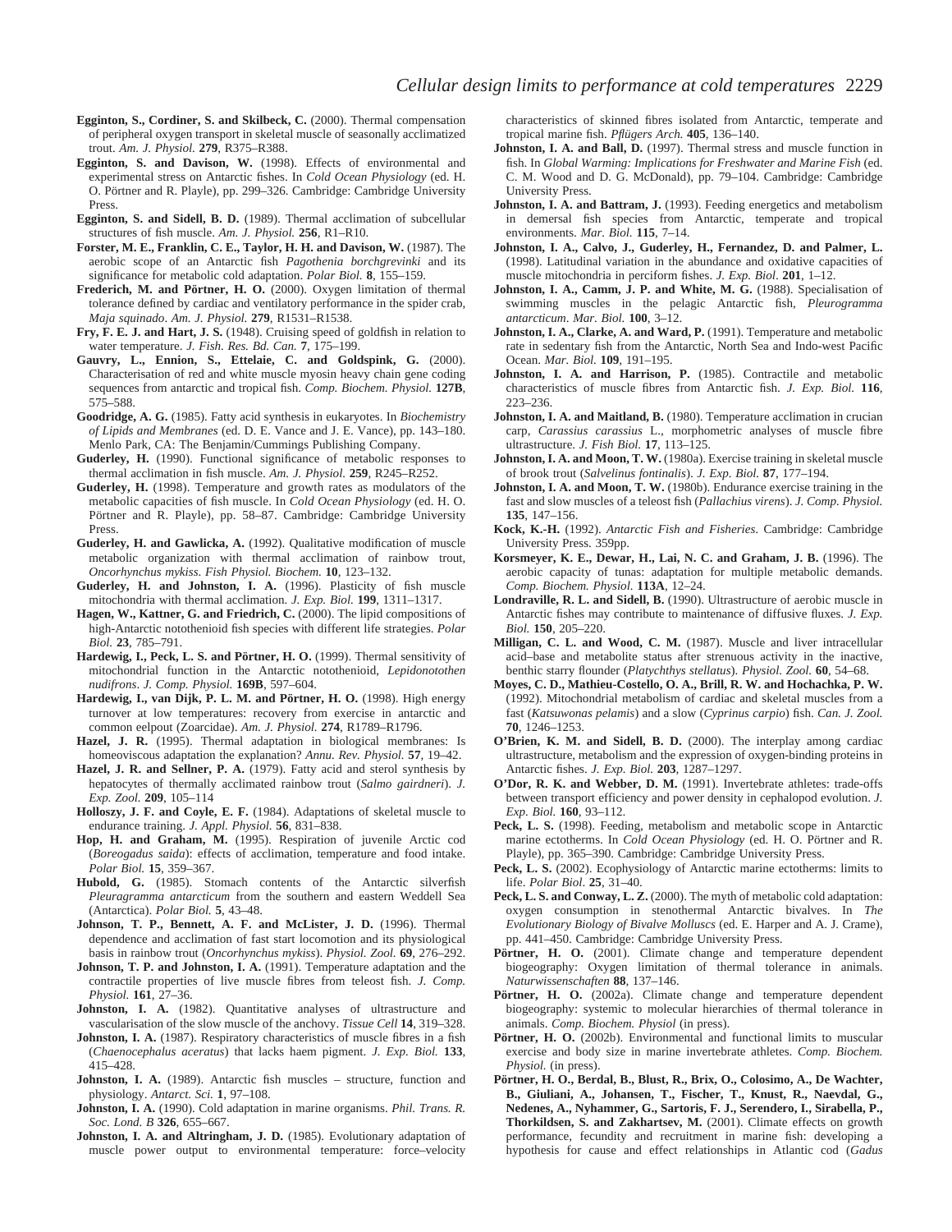**Egginton, S., Cordiner, S. and Skilbeck, C.** (2000). Thermal compensation of peripheral oxygen transport in skeletal muscle of seasonally acclimatized trout. *Am. J. Physiol.* **279**, R375–R388.

**Egginton, S. and Davison, W.** (1998). Effects of environmental and experimental stress on Antarctic fishes. In *Cold Ocean Physiology* (ed. H. O. Pörtner and R. Playle), pp. 299–326. Cambridge: Cambridge University Press.

**Egginton, S. and Sidell, B. D.** (1989). Thermal acclimation of subcellular structures of fish muscle. *Am. J. Physiol.* **256**, R1–R10.

**Forster, M. E., Franklin, C. E., Taylor, H. H. and Davison, W.** (1987). The aerobic scope of an Antarctic fish *Pagothenia borchgrevinki* and its significance for metabolic cold adaptation. *Polar Biol.* **8**, 155–159.

**Frederich, M. and Pörtner, H. O.** (2000). Oxygen limitation of thermal tolerance defined by cardiac and ventilatory performance in the spider crab, *Maja squinado*. *Am. J. Physiol.* **279**, R1531–R1538.

**Fry, F. E. J. and Hart, J. S.** (1948). Cruising speed of goldfish in relation to water temperature. *J. Fish. Res. Bd. Can.* **7**, 175–199.

**Gauvry, L., Ennion, S., Ettelaie, C. and Goldspink, G.** (2000). Characterisation of red and white muscle myosin heavy chain gene coding sequences from antarctic and tropical fish. *Comp. Biochem. Physiol.* **127B**, 575–588.

**Goodridge, A. G.** (1985). Fatty acid synthesis in eukaryotes. In *Biochemistry of Lipids and Membranes* (ed. D. E. Vance and J. E. Vance), pp. 143–180. Menlo Park, CA: The Benjamin/Cummings Publishing Company.

**Guderley, H.** (1990). Functional significance of metabolic responses to thermal acclimation in fish muscle. *Am. J. Physiol.* **259**, R245–R252.

**Guderley, H.** (1998). Temperature and growth rates as modulators of the metabolic capacities of fish muscle. In *Cold Ocean Physiology* (ed. H. O. Pörtner and R. Playle), pp. 58–87. Cambridge: Cambridge University Press.

**Guderley, H. and Gawlicka, A.** (1992). Qualitative modification of muscle metabolic organization with thermal acclimation of rainbow trout, *Oncorhynchus mykiss*. *Fish Physiol. Biochem.* **10**, 123–132.

**Guderley, H. and Johnston, I. A.** (1996). Plasticity of fish muscle mitochondria with thermal acclimation. *J. Exp. Biol.* **199**, 1311–1317.

**Hagen, W., Kattner, G. and Friedrich, C.** (2000). The lipid compositions of high-Antarctic notothenioid fish species with different life strategies. *Polar Biol.* **23**, 785–791.

**Hardewig, I., Peck, L. S. and Pörtner, H. O.** (1999). Thermal sensitivity of mitochondrial function in the Antarctic notothenioid, *Lepidonotothen nudifrons*. *J. Comp. Physiol.* **169B**, 597–604.

**Hardewig, I., van Dijk, P. L. M. and Pörtner, H. O.** (1998). High energy turnover at low temperatures: recovery from exercise in antarctic and common eelpout (Zoarcidae). *Am. J. Physiol.* **274**, R1789–R1796.

**Hazel, J. R.** (1995). Thermal adaptation in biological membranes: Is homeoviscous adaptation the explanation? *Annu. Rev. Physiol.* **57**, 19–42.

**Hazel, J. R. and Sellner, P. A.** (1979). Fatty acid and sterol synthesis by hepatocytes of thermally acclimated rainbow trout (*Salmo gairdneri*). *J. Exp. Zool.* **209**, 105–114

**Holloszy, J. F. and Coyle, E. F.** (1984). Adaptations of skeletal muscle to endurance training. *J. Appl. Physiol.* **56**, 831–838.

**Hop, H. and Graham, M.** (1995). Respiration of juvenile Arctic cod (*Boreogadus saida*): effects of acclimation, temperature and food intake. *Polar Biol.* **15**, 359–367.

**Hubold, G.** (1985). Stomach contents of the Antarctic silverfish *Pleuragramma antarcticum* from the southern and eastern Weddell Sea (Antarctica). *Polar Biol.* **5**, 43–48.

**Johnson, T. P., Bennett, A. F. and McLister, J. D.** (1996). Thermal dependence and acclimation of fast start locomotion and its physiological basis in rainbow trout (*Oncorhynchus mykiss*). *Physiol. Zool.* **69**, 276–292.

**Johnson, T. P. and Johnston, I. A.** (1991). Temperature adaptation and the contractile properties of live muscle fibres from teleost fish. *J. Comp. Physiol.* **161**, 27–36.

**Johnston, I. A.** (1982). Quantitative analyses of ultrastructure and vascularisation of the slow muscle of the anchovy. *Tissue Cell* **14**, 319–328.

**Johnston, I. A.** (1987). Respiratory characteristics of muscle fibres in a fish (*Chaenocephalus aceratus*) that lacks haem pigment. *J. Exp. Biol.* **133**, 415–428.

**Johnston, I. A.** (1989). Antarctic fish muscles – structure, function and physiology. *Antarct. Sci.* **1**, 97–108.

**Johnston, I. A.** (1990). Cold adaptation in marine organisms. *Phil. Trans. R. Soc. Lond. B* **326**, 655–667.

**Johnston, I. A. and Altringham, J. D.** (1985). Evolutionary adaptation of muscle power output to environmental temperature: force–velocity characteristics of skinned fibres isolated from Antarctic, temperate and tropical marine fish. *Pflügers Arch.* **405**, 136–140.

**Johnston, I. A. and Ball, D.** (1997). Thermal stress and muscle function in fish. In *Global Warming: Implications for Freshwater and Marine Fish* (ed. C. M. Wood and D. G. McDonald), pp. 79–104. Cambridge: Cambridge University Press.

**Johnston, I. A. and Battram, J.** (1993). Feeding energetics and metabolism in demersal fish species from Antarctic, temperate and tropical environments. *Mar. Biol.* **115**, 7–14.

**Johnston, I. A., Calvo, J., Guderley, H., Fernandez, D. and Palmer, L.** (1998). Latitudinal variation in the abundance and oxidative capacities of muscle mitochondria in perciform fishes. *J. Exp. Biol.* **201**, 1–12.

**Johnston, I. A., Camm, J. P. and White, M. G.** (1988). Specialisation of swimming muscles in the pelagic Antarctic fish, *Pleurogramma antarcticum*. *Mar. Biol.* **100**, 3–12.

**Johnston, I. A., Clarke, A. and Ward, P.** (1991). Temperature and metabolic rate in sedentary fish from the Antarctic, North Sea and Indo-west Pacific Ocean. *Mar. Biol.* **109**, 191–195.

**Johnston, I. A. and Harrison, P.** (1985). Contractile and metabolic characteristics of muscle fibres from Antarctic fish. *J. Exp. Biol.* **116**, 223–236.

**Johnston, I. A. and Maitland, B.** (1980). Temperature acclimation in crucian carp, *Carassius carassius* L., morphometric analyses of muscle fibre ultrastructure. *J. Fish Biol.* **17**, 113–125.

**Johnston, I. A. and Moon, T. W.** (1980a). Exercise training in skeletal muscle of brook trout (*Salvelinus fontinalis*). *J. Exp. Biol.* **87**, 177–194.

**Johnston, I. A. and Moon, T. W.** (1980b). Endurance exercise training in the fast and slow muscles of a teleost fish (*Pallachius virens*). *J. Comp. Physiol.* **135**, 147–156.

**Kock, K.-H.** (1992). *Antarctic Fish and Fisheries*. Cambridge: Cambridge University Press. 359pp.

**Korsmeyer, K. E., Dewar, H., Lai, N. C. and Graham, J. B.** (1996). The aerobic capacity of tunas: adaptation for multiple metabolic demands. *Comp. Biochem. Physiol.* **113A**, 12–24.

**Londraville, R. L. and Sidell, B.** (1990). Ultrastructure of aerobic muscle in Antarctic fishes may contribute to maintenance of diffusive fluxes. *J. Exp. Biol.* **150**, 205–220.

**Milligan, C. L. and Wood, C. M.** (1987). Muscle and liver intracellular acid–base and metabolite status after strenuous activity in the inactive, benthic starry flounder (*Platychthys stellatus*). *Physiol. Zool.* **60**, 54–68.

**Moyes, C. D., Mathieu-Costello, O. A., Brill, R. W. and Hochachka, P. W.** (1992). Mitochondrial metabolism of cardiac and skeletal muscles from a fast (*Katsuwonas pelamis*) and a slow (*Cyprinus carpio*) fish. *Can. J. Zool.* **70**, 1246–1253.

**O'Brien, K. M. and Sidell, B. D.** (2000). The interplay among cardiac ultrastructure, metabolism and the expression of oxygen-binding proteins in Antarctic fishes. *J. Exp. Biol.* **203**, 1287–1297.

**O'Dor, R. K. and Webber, D. M.** (1991). Invertebrate athletes: trade-offs between transport efficiency and power density in cephalopod evolution. *J. Exp. Biol.* **160**, 93–112.

**Peck, L. S.** (1998). Feeding, metabolism and metabolic scope in Antarctic marine ectotherms. In *Cold Ocean Physiology* (ed. H. O. Pörtner and R. Playle), pp. 365–390. Cambridge: Cambridge University Press.

**Peck, L. S.** (2002). Ecophysiology of Antarctic marine ectotherms: limits to life. *Polar Biol.* **25**, 31–40.

**Peck, L. S. and Conway, L. Z.** (2000). The myth of metabolic cold adaptation: oxygen consumption in stenothermal Antarctic bivalves. In *The Evolutionary Biology of Bivalve Molluscs* (ed. E. Harper and A. J. Crame), pp. 441–450. Cambridge: Cambridge University Press.

**Pörtner, H. O.** (2001). Climate change and temperature dependent biogeography: Oxygen limitation of thermal tolerance in animals. *Naturwissenschaften* **88**, 137–146.

**Pörtner, H. O.** (2002a). Climate change and temperature dependent biogeography: systemic to molecular hierarchies of thermal tolerance in animals. *Comp. Biochem. Physiol* (in press).

**Pörtner, H. O.** (2002b). Environmental and functional limits to muscular exercise and body size in marine invertebrate athletes. *Comp. Biochem. Physiol.* (in press).

**Pörtner, H. O., Berdal, B., Blust, R., Brix, O., Colosimo, A., De Wachter, B., Giuliani, A., Johansen, T., Fischer, T., Knust, R., Naevdal, G., Nedenes, A., Nyhammer, G., Sartoris, F. J., Serendero, I., Sirabella, P., Thorkildsen, S. and Zakhartsev, M.** (2001). Climate effects on growth performance, fecundity and recruitment in marine fish: developing a hypothesis for cause and effect relationships in Atlantic cod (*Gadus*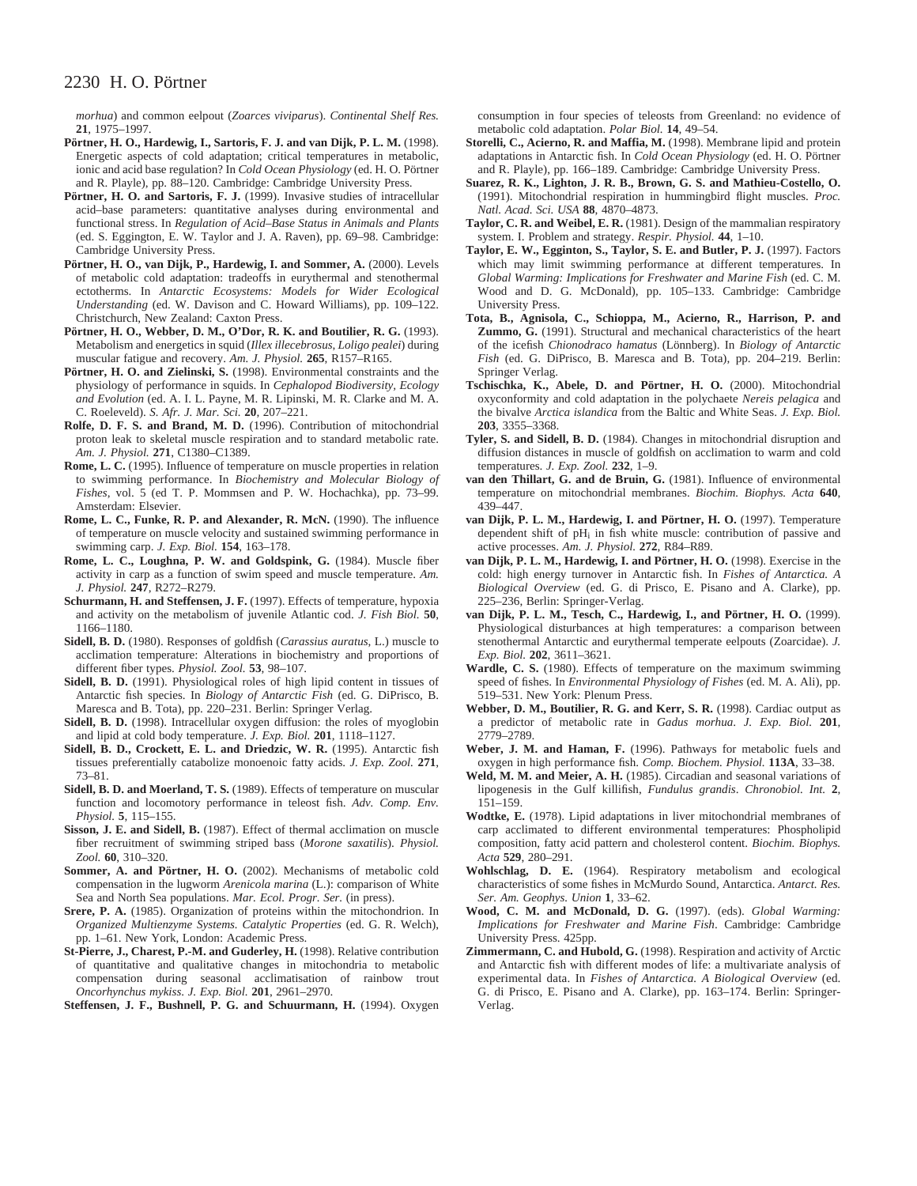*morhua*) and common eelpout (*Zoarces viviparus*). *Continental Shelf Res.* **21**, 1975–1997.

**Pörtner, H. O., Hardewig, I., Sartoris, F. J. and van Dijk, P. L. M.** (1998). Energetic aspects of cold adaptation; critical temperatures in metabolic, ionic and acid base regulation? In *Cold Ocean Physiology* (ed. H. O. Pörtner and R. Playle), pp. 88–120. Cambridge: Cambridge University Press.

**Pörtner, H. O. and Sartoris, F. J.** (1999). Invasive studies of intracellular acid–base parameters: quantitative analyses during environmental and functional stress. In *Regulation of Acid–Base Status in Animals and Plants* (ed. S. Eggington, E. W. Taylor and J. A. Raven), pp. 69–98. Cambridge: Cambridge University Press.

**Pörtner, H. O., van Dijk, P., Hardewig, I. and Sommer, A.** (2000). Levels of metabolic cold adaptation: tradeoffs in eurythermal and stenothermal ectotherms. In *Antarctic Ecosystems: Models for Wider Ecological Understanding* (ed. W. Davison and C. Howard Williams), pp. 109–122. Christchurch, New Zealand: Caxton Press.

**Pörtner, H. O., Webber, D. M., O'Dor, R. K. and Boutilier, R. G.** (1993). Metabolism and energetics in squid (*Illex illecebrosus*, *Loligo pealei*) during muscular fatigue and recovery. *Am. J. Physiol.* **265**, R157–R165.

**Pörtner, H. O. and Zielinski, S.** (1998). Environmental constraints and the physiology of performance in squids. In *Cephalopod Biodiversity, Ecology and Evolution* (ed. A. I. L. Payne, M. R. Lipinski, M. R. Clarke and M. A. C. Roeleveld). *S. Afr. J. Mar. Sci.* **20**, 207–221.

**Rolfe, D. F. S. and Brand, M. D.** (1996). Contribution of mitochondrial proton leak to skeletal muscle respiration and to standard metabolic rate. *Am. J. Physiol.* **271**, C1380–C1389.

**Rome, L. C.** (1995). Influence of temperature on muscle properties in relation to swimming performance. In *Biochemistry and Molecular Biology of Fishes*, vol. 5 (ed T. P. Mommsen and P. W. Hochachka), pp. 73–99. Amsterdam: Elsevier.

**Rome, L. C., Funke, R. P. and Alexander, R. McN.** (1990). The influence of temperature on muscle velocity and sustained swimming performance in swimming carp. *J. Exp. Biol.* **154**, 163–178.

**Rome, L. C., Loughna, P. W. and Goldspink, G.** (1984). Muscle fiber activity in carp as a function of swim speed and muscle temperature. *Am. J. Physiol.* **247**, R272–R279.

**Schurmann, H. and Steffensen, J. F.** (1997). Effects of temperature, hypoxia and activity on the metabolism of juvenile Atlantic cod. *J. Fish Biol.* **50**, 1166–1180.

**Sidell, B. D.** (1980). Responses of goldfish (*Carassius auratus*, L.) muscle to acclimation temperature: Alterations in biochemistry and proportions of different fiber types. *Physiol. Zool.* **53**, 98–107.

**Sidell, B. D.** (1991). Physiological roles of high lipid content in tissues of Antarctic fish species. In *Biology of Antarctic Fish* (ed. G. DiPrisco, B. Maresca and B. Tota), pp. 220–231. Berlin: Springer Verlag.

**Sidell, B. D.** (1998). Intracellular oxygen diffusion: the roles of myoglobin and lipid at cold body temperature. *J. Exp. Biol.* **201**, 1118–1127.

**Sidell, B. D., Crockett, E. L. and Driedzic, W. R.** (1995). Antarctic fish tissues preferentially catabolize monoenoic fatty acids. *J. Exp. Zool.* **271**, 73–81.

**Sidell, B. D. and Moerland, T. S.** (1989). Effects of temperature on muscular function and locomotory performance in teleost fish. *Adv. Comp. Env. Physiol.* **5**, 115–155.

**Sisson, J. E. and Sidell, B.** (1987). Effect of thermal acclimation on muscle fiber recruitment of swimming striped bass (*Morone saxatilis*). *Physiol. Zool.* **60**, 310–320.

**Sommer, A. and Pörtner, H. O.** (2002). Mechanisms of metabolic cold compensation in the lugworm *Arenicola marina* (L.): comparison of White Sea and North Sea populations. *Mar. Ecol. Progr. Ser.* (in press).

**Srere, P. A.** (1985). Organization of proteins within the mitochondrion. In *Organized Multienzyme Systems. Catalytic Properties* (ed. G. R. Welch), pp. 1–61. New York, London: Academic Press.

**St-Pierre, J., Charest, P.-M. and Guderley, H.** (1998). Relative contribution of quantitative and qualitative changes in mitochondria to metabolic compensation during seasonal acclimatisation of rainbow trout *Oncorhynchus mykiss*. *J. Exp. Biol.* **201**, 2961–2970.

**Steffensen, J. F., Bushnell, P. G. and Schuurmann, H.** (1994). Oxygen consumption in four species of teleosts from Greenland: no evidence of metabolic cold adaptation. *Polar Biol.* **14**, 49–54.

**Storelli, C., Acierno, R. and Maffia, M.** (1998). Membrane lipid and protein adaptations in Antarctic fish. In *Cold Ocean Physiology* (ed. H. O. Pörtner and R. Playle), pp. 166–189. Cambridge: Cambridge University Press.

**Suarez, R. K., Lighton, J. R. B., Brown, G. S. and Mathieu-Costello, O.** (1991). Mitochondrial respiration in hummingbird flight muscles. *Proc. Natl. Acad. Sci. USA* **88**, 4870–4873.

**Taylor, C. R. and Weibel, E. R.** (1981). Design of the mammalian respiratory system. I. Problem and strategy. *Respir. Physiol.* **44**, 1–10.

**Taylor, E. W., Egginton, S., Taylor, S. E. and Butler, P. J.** (1997). Factors which may limit swimming performance at different temperatures. In *Global Warming: Implications for Freshwater and Marine Fish* (ed. C. M. Wood and D. G. McDonald), pp. 105–133. Cambridge: Cambridge University Press.

**Tota, B., Agnisola, C., Schioppa, M., Acierno, R., Harrison, P. and Zummo, G.** (1991). Structural and mechanical characteristics of the heart of the icefish *Chionodraco hamatus* (Lönnberg). In *Biology of Antarctic Fish* (ed. G. DiPrisco, B. Maresca and B. Tota), pp. 204–219. Berlin: Springer Verlag.

**Tschischka, K., Abele, D. and Pörtner, H. O.** (2000). Mitochondrial oxyconformity and cold adaptation in the polychaete *Nereis pelagica* and the bivalve *Arctica islandica* from the Baltic and White Seas. *J. Exp. Biol.* **203**, 3355–3368.

**Tyler, S. and Sidell, B. D.** (1984). Changes in mitochondrial disruption and diffusion distances in muscle of goldfish on acclimation to warm and cold temperatures. *J. Exp. Zool.* **232**, 1–9.

**van den Thillart, G. and de Bruin, G.** (1981). Influence of environmental temperature on mitochondrial membranes. *Biochim. Biophys. Acta* **640**, 439–447.

**van Dijk, P. L. M., Hardewig, I. and Pörtner, H. O.** (1997). Temperature dependent shift of $pH_i$ in fish white muscle: contribution of passive and active processes. *Am. J. Physiol.* **272**, R84–R89.

**van Dijk, P. L. M., Hardewig, I. and Pörtner, H. O.** (1998). Exercise in the cold: high energy turnover in Antarctic fish. In *Fishes of Antarctica. A Biological Overview* (ed. G. di Prisco, E. Pisano and A. Clarke), pp. 225–236, Berlin: Springer-Verlag.

**van Dijk, P. L. M., Tesch, C., Hardewig, I., and Pörtner, H. O.** (1999). Physiological disturbances at high temperatures: a comparison between stenothermal Antarctic and eurythermal temperate eelpouts (Zoarcidae). *J. Exp. Biol.* **202**, 3611–3621.

**Wardle, C. S.** (1980). Effects of temperature on the maximum swimming speed of fishes. In *Environmental Physiology of Fishes* (ed. M. A. Ali), pp. 519–531. New York: Plenum Press.

**Webber, D. M., Boutilier, R. G. and Kerr, S. R.** (1998). Cardiac output as a predictor of metabolic rate in *Gadus morhua*. *J. Exp. Biol.* **201**, 2779–2789.

**Weber, J. M. and Haman, F.** (1996). Pathways for metabolic fuels and oxygen in high performance fish. *Comp. Biochem. Physiol.* **113A**, 33–38.

**Weld, M. M. and Meier, A. H.** (1985). Circadian and seasonal variations of lipogenesis in the Gulf killifish, *Fundulus grandis*. *Chronobiol. Int.* **2**, 151–159.

**Wodtke, E.** (1978). Lipid adaptations in liver mitochondrial membranes of carp acclimated to different environmental temperatures: Phospholipid composition, fatty acid pattern and cholesterol content. *Biochim. Biophys. Acta* **529**, 280–291.

**Wohlschlag, D. E.** (1964). Respiratory metabolism and ecological characteristics of some fishes in McMurdo Sound, Antarctica. *Antarct. Res. Ser. Am. Geophys. Union* **1**, 33–62.

**Wood, C. M. and McDonald, D. G.** (1997). (eds). *Global Warming: Implications for Freshwater and Marine Fish*. Cambridge: Cambridge University Press. 425pp.

**Zimmermann, C. and Hubold, G.** (1998). Respiration and activity of Arctic and Antarctic fish with different modes of life: a multivariate analysis of experimental data. In *Fishes of Antarctica. A Biological Overview* (ed. G. di Prisco, E. Pisano and A. Clarke), pp. 163–174. Berlin: Springer-Verlag.